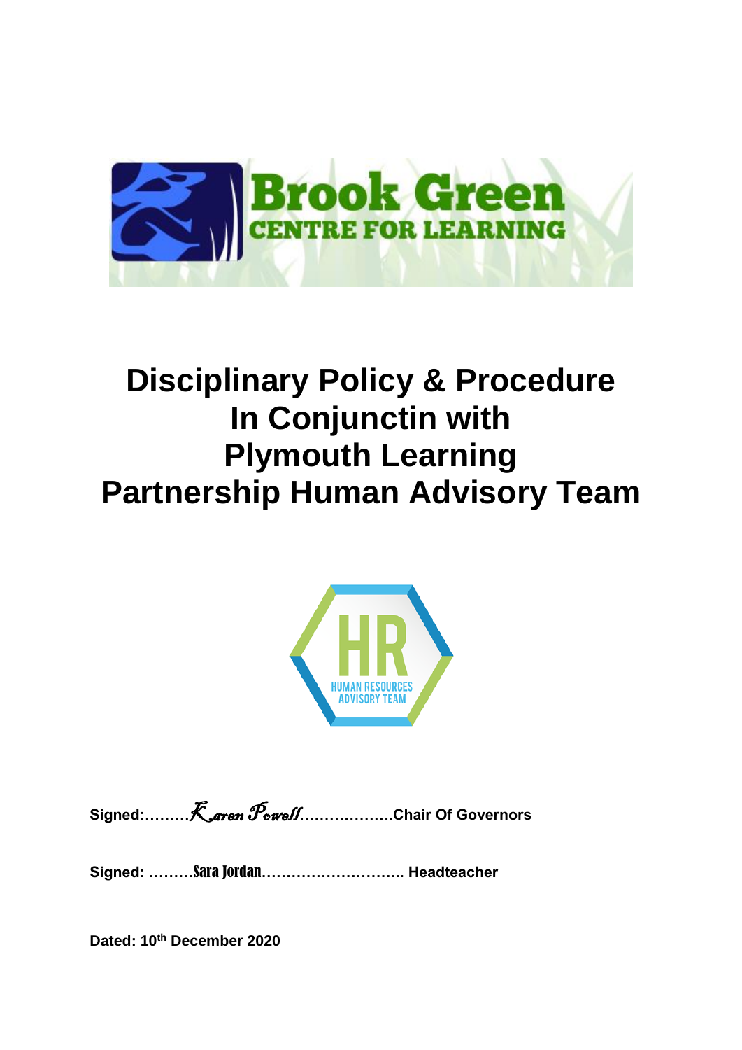Brook Green
CENTRE FOR LEARNING

# Disciplinary Policy & Procedure In Conjunctin with Plymouth Learning Partnership Human Advisory Team

HR
HUMAN RESOURCES ADVISORY TEAM

**Signed:………*Karen Powell*……………….Chair Of Governors**

**Signed: ………Sara Jordan……………………….. Headteacher**

**Dated: 10th December 2020**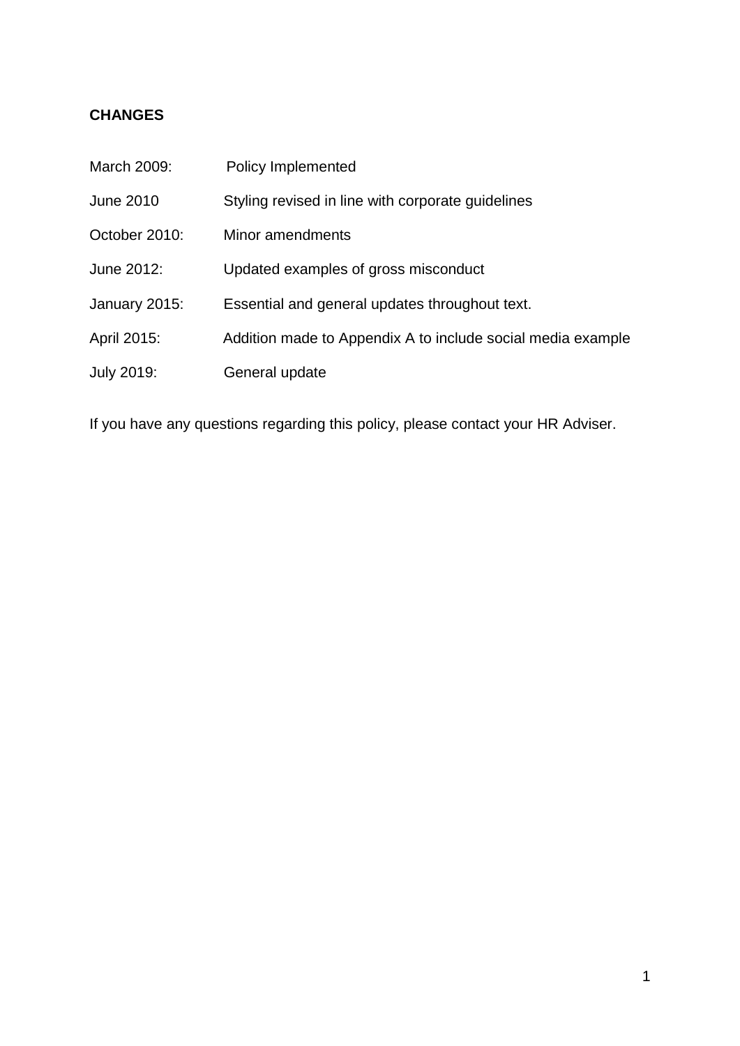**CHANGES**

| | |
|---|---|
| March 2009: | Policy Implemented |
| June 2010 | Styling revised in line with corporate guidelines |
| October 2010: | Minor amendments |
| June 2012: | Updated examples of gross misconduct |
| January 2015: | Essential and general updates throughout text. |
| April 2015: | Addition made to Appendix A to include social media example |
| July 2019: | General update |

If you have any questions regarding this policy, please contact your HR Adviser.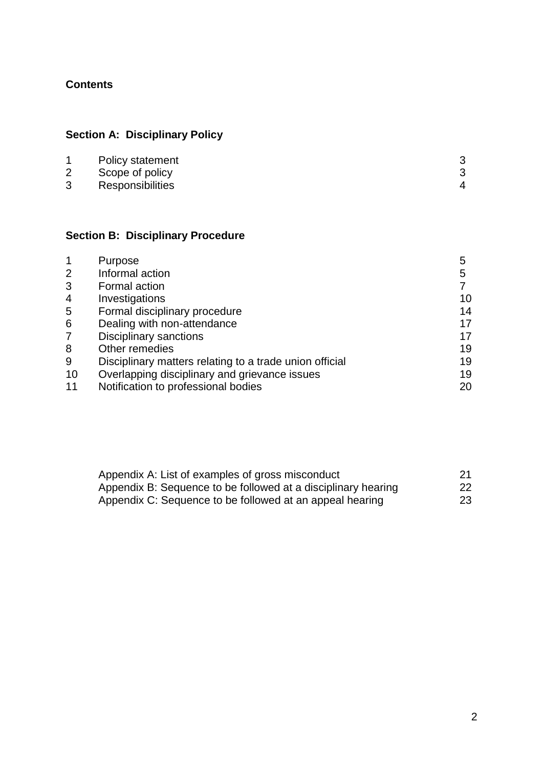**Contents**

**Section A: Disciplinary Policy**

| | | |
|---|---|---|
| 1 | Policy statement | 3 |
| 2 | Scope of policy | 3 |
| 3 | Responsibilities | 4 |

**Section B: Disciplinary Procedure**

| | | |
|---|---|---|
| 1 | Purpose | 5 |
| 2 | Informal action | 5 |
| 3 | Formal action | 7 |
| 4 | Investigations | 10 |
| 5 | Formal disciplinary procedure | 14 |
| 6 | Dealing with non-attendance | 17 |
| 7 | Disciplinary sanctions | 17 |
| 8 | Other remedies | 19 |
| 9 | Disciplinary matters relating to a trade union official | 19 |
| 10 | Overlapping disciplinary and grievance issues | 19 |
| 11 | Notification to professional bodies | 20 |

| | |
|---|---|
| Appendix A: List of examples of gross misconduct | 21 |
| Appendix B: Sequence to be followed at a disciplinary hearing | 22 |
| Appendix C: Sequence to be followed at an appeal hearing | 23 |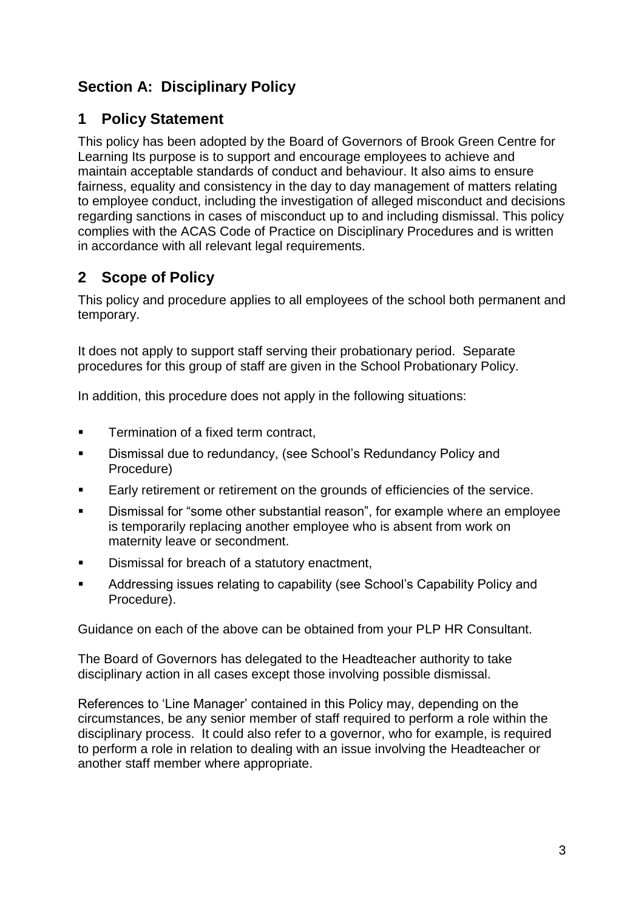## Section A: Disciplinary Policy

## 1 Policy Statement

This policy has been adopted by the Board of Governors of Brook Green Centre for Learning Its purpose is to support and encourage employees to achieve and maintain acceptable standards of conduct and behaviour. It also aims to ensure fairness, equality and consistency in the day to day management of matters relating to employee conduct, including the investigation of alleged misconduct and decisions regarding sanctions in cases of misconduct up to and including dismissal. This policy complies with the ACAS Code of Practice on Disciplinary Procedures and is written in accordance with all relevant legal requirements.

## 2 Scope of Policy

This policy and procedure applies to all employees of the school both permanent and temporary.

It does not apply to support staff serving their probationary period. Separate procedures for this group of staff are given in the School Probationary Policy.

In addition, this procedure does not apply in the following situations:

- Termination of a fixed term contract,
- Dismissal due to redundancy, (see School's Redundancy Policy and Procedure)
- Early retirement or retirement on the grounds of efficiencies of the service.
- Dismissal for "some other substantial reason", for example where an employee is temporarily replacing another employee who is absent from work on maternity leave or secondment.
- Dismissal for breach of a statutory enactment,
- Addressing issues relating to capability (see School's Capability Policy and Procedure).

Guidance on each of the above can be obtained from your PLP HR Consultant.

The Board of Governors has delegated to the Headteacher authority to take disciplinary action in all cases except those involving possible dismissal.

References to 'Line Manager' contained in this Policy may, depending on the circumstances, be any senior member of staff required to perform a role within the disciplinary process. It could also refer to a governor, who for example, is required to perform a role in relation to dealing with an issue involving the Headteacher or another staff member where appropriate.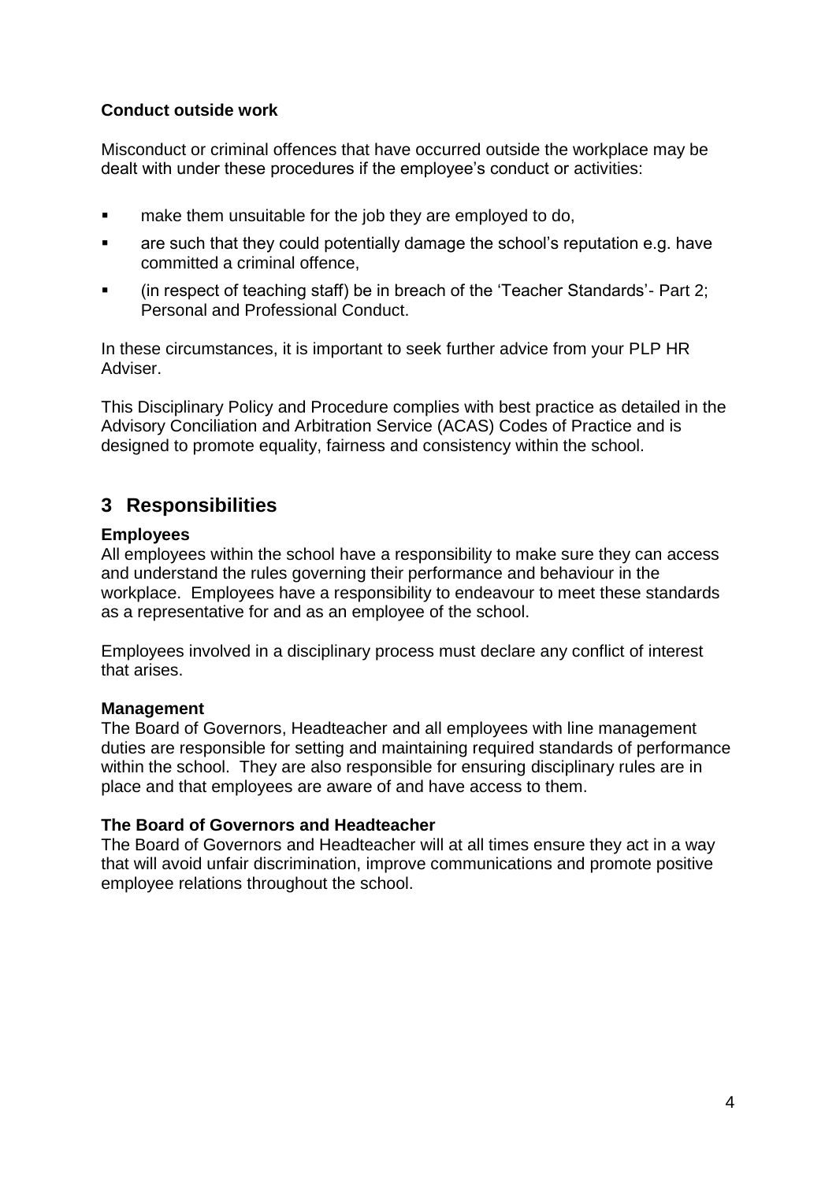**Conduct outside work**

Misconduct or criminal offences that have occurred outside the workplace may be dealt with under these procedures if the employee's conduct or activities:

- make them unsuitable for the job they are employed to do,
- are such that they could potentially damage the school's reputation e.g. have committed a criminal offence,
- (in respect of teaching staff) be in breach of the 'Teacher Standards'- Part 2; Personal and Professional Conduct.

In these circumstances, it is important to seek further advice from your PLP HR Adviser.

This Disciplinary Policy and Procedure complies with best practice as detailed in the Advisory Conciliation and Arbitration Service (ACAS) Codes of Practice and is designed to promote equality, fairness and consistency within the school.

## 3 Responsibilities

**Employees**
All employees within the school have a responsibility to make sure they can access and understand the rules governing their performance and behaviour in the workplace. Employees have a responsibility to endeavour to meet these standards as a representative for and as an employee of the school.

Employees involved in a disciplinary process must declare any conflict of interest that arises.

**Management**
The Board of Governors, Headteacher and all employees with line management duties are responsible for setting and maintaining required standards of performance within the school. They are also responsible for ensuring disciplinary rules are in place and that employees are aware of and have access to them.

**The Board of Governors and Headteacher**
The Board of Governors and Headteacher will at all times ensure they act in a way that will avoid unfair discrimination, improve communications and promote positive employee relations throughout the school.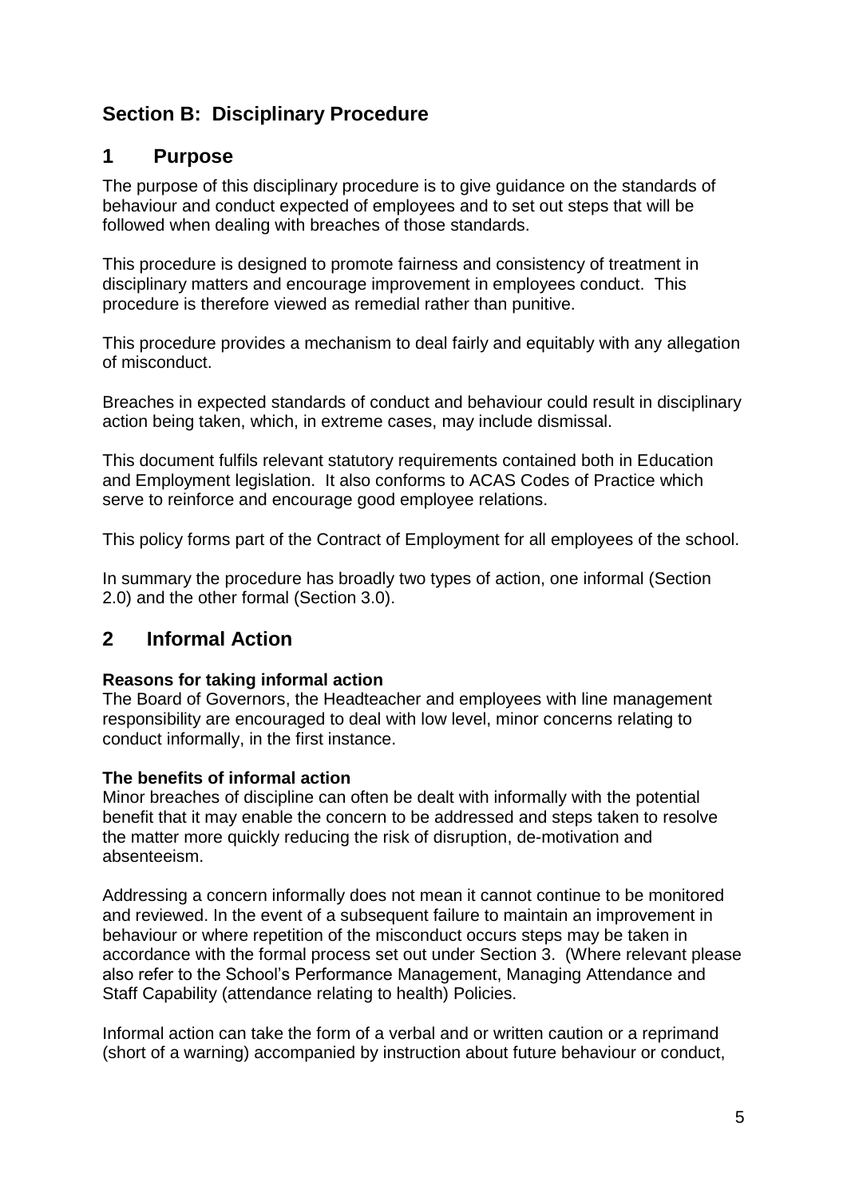## Section B: Disciplinary Procedure

## 1 Purpose

The purpose of this disciplinary procedure is to give guidance on the standards of behaviour and conduct expected of employees and to set out steps that will be followed when dealing with breaches of those standards.

This procedure is designed to promote fairness and consistency of treatment in disciplinary matters and encourage improvement in employees conduct. This procedure is therefore viewed as remedial rather than punitive.

This procedure provides a mechanism to deal fairly and equitably with any allegation of misconduct.

Breaches in expected standards of conduct and behaviour could result in disciplinary action being taken, which, in extreme cases, may include dismissal.

This document fulfils relevant statutory requirements contained both in Education and Employment legislation. It also conforms to ACAS Codes of Practice which serve to reinforce and encourage good employee relations.

This policy forms part of the Contract of Employment for all employees of the school.

In summary the procedure has broadly two types of action, one informal (Section 2.0) and the other formal (Section 3.0).

## 2 Informal Action

**Reasons for taking informal action**
The Board of Governors, the Headteacher and employees with line management responsibility are encouraged to deal with low level, minor concerns relating to conduct informally, in the first instance.

**The benefits of informal action**
Minor breaches of discipline can often be dealt with informally with the potential benefit that it may enable the concern to be addressed and steps taken to resolve the matter more quickly reducing the risk of disruption, de-motivation and absenteeism.

Addressing a concern informally does not mean it cannot continue to be monitored and reviewed. In the event of a subsequent failure to maintain an improvement in behaviour or where repetition of the misconduct occurs steps may be taken in accordance with the formal process set out under Section 3. (Where relevant please also refer to the School's Performance Management, Managing Attendance and Staff Capability (attendance relating to health) Policies.

Informal action can take the form of a verbal and or written caution or a reprimand (short of a warning) accompanied by instruction about future behaviour or conduct,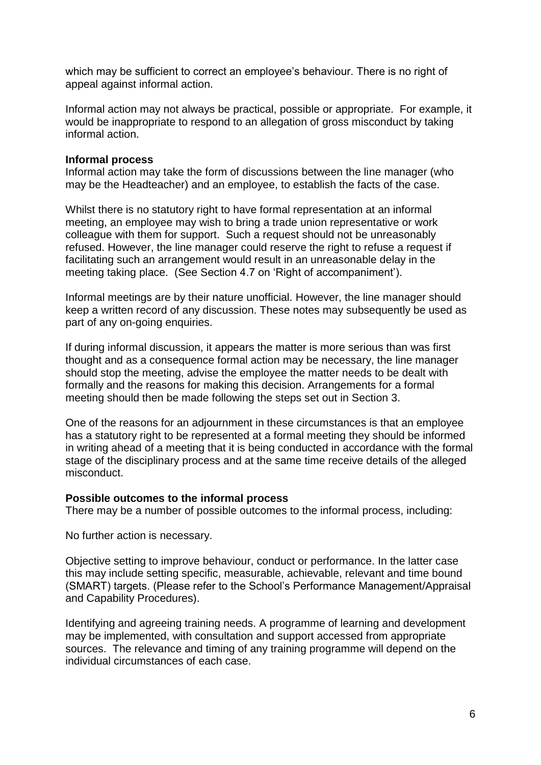which may be sufficient to correct an employee's behaviour. There is no right of appeal against informal action.

Informal action may not always be practical, possible or appropriate. For example, it would be inappropriate to respond to an allegation of gross misconduct by taking informal action.

**Informal process**

Informal action may take the form of discussions between the line manager (who may be the Headteacher) and an employee, to establish the facts of the case.

Whilst there is no statutory right to have formal representation at an informal meeting, an employee may wish to bring a trade union representative or work colleague with them for support. Such a request should not be unreasonably refused. However, the line manager could reserve the right to refuse a request if facilitating such an arrangement would result in an unreasonable delay in the meeting taking place. (See Section 4.7 on 'Right of accompaniment').

Informal meetings are by their nature unofficial. However, the line manager should keep a written record of any discussion. These notes may subsequently be used as part of any on-going enquiries.

If during informal discussion, it appears the matter is more serious than was first thought and as a consequence formal action may be necessary, the line manager should stop the meeting, advise the employee the matter needs to be dealt with formally and the reasons for making this decision. Arrangements for a formal meeting should then be made following the steps set out in Section 3.

One of the reasons for an adjournment in these circumstances is that an employee has a statutory right to be represented at a formal meeting they should be informed in writing ahead of a meeting that it is being conducted in accordance with the formal stage of the disciplinary process and at the same time receive details of the alleged misconduct.

**Possible outcomes to the informal process**

There may be a number of possible outcomes to the informal process, including:

No further action is necessary.

Objective setting to improve behaviour, conduct or performance. In the latter case this may include setting specific, measurable, achievable, relevant and time bound (SMART) targets. (Please refer to the School's Performance Management/Appraisal and Capability Procedures).

Identifying and agreeing training needs. A programme of learning and development may be implemented, with consultation and support accessed from appropriate sources. The relevance and timing of any training programme will depend on the individual circumstances of each case.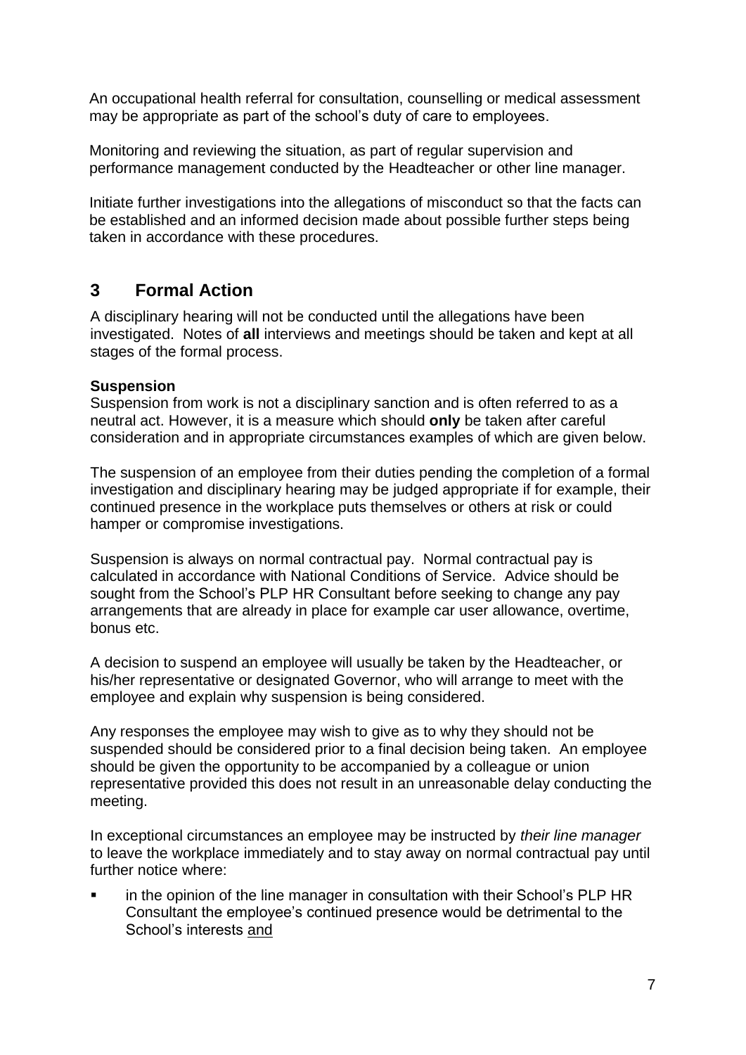An occupational health referral for consultation, counselling or medical assessment may be appropriate as part of the school's duty of care to employees.

Monitoring and reviewing the situation, as part of regular supervision and performance management conducted by the Headteacher or other line manager.

Initiate further investigations into the allegations of misconduct so that the facts can be established and an informed decision made about possible further steps being taken in accordance with these procedures.

## 3 Formal Action

A disciplinary hearing will not be conducted until the allegations have been investigated. Notes of **all** interviews and meetings should be taken and kept at all stages of the formal process.

**Suspension**

Suspension from work is not a disciplinary sanction and is often referred to as a neutral act. However, it is a measure which should **only** be taken after careful consideration and in appropriate circumstances examples of which are given below.

The suspension of an employee from their duties pending the completion of a formal investigation and disciplinary hearing may be judged appropriate if for example, their continued presence in the workplace puts themselves or others at risk or could hamper or compromise investigations.

Suspension is always on normal contractual pay. Normal contractual pay is calculated in accordance with National Conditions of Service. Advice should be sought from the School's PLP HR Consultant before seeking to change any pay arrangements that are already in place for example car user allowance, overtime, bonus etc.

A decision to suspend an employee will usually be taken by the Headteacher, or his/her representative or designated Governor, who will arrange to meet with the employee and explain why suspension is being considered.

Any responses the employee may wish to give as to why they should not be suspended should be considered prior to a final decision being taken. An employee should be given the opportunity to be accompanied by a colleague or union representative provided this does not result in an unreasonable delay conducting the meeting.

In exceptional circumstances an employee may be instructed by *their line manager* to leave the workplace immediately and to stay away on normal contractual pay until further notice where:

- in the opinion of the line manager in consultation with their School's PLP HR Consultant the employee's continued presence would be detrimental to the School's interests <u>and</u>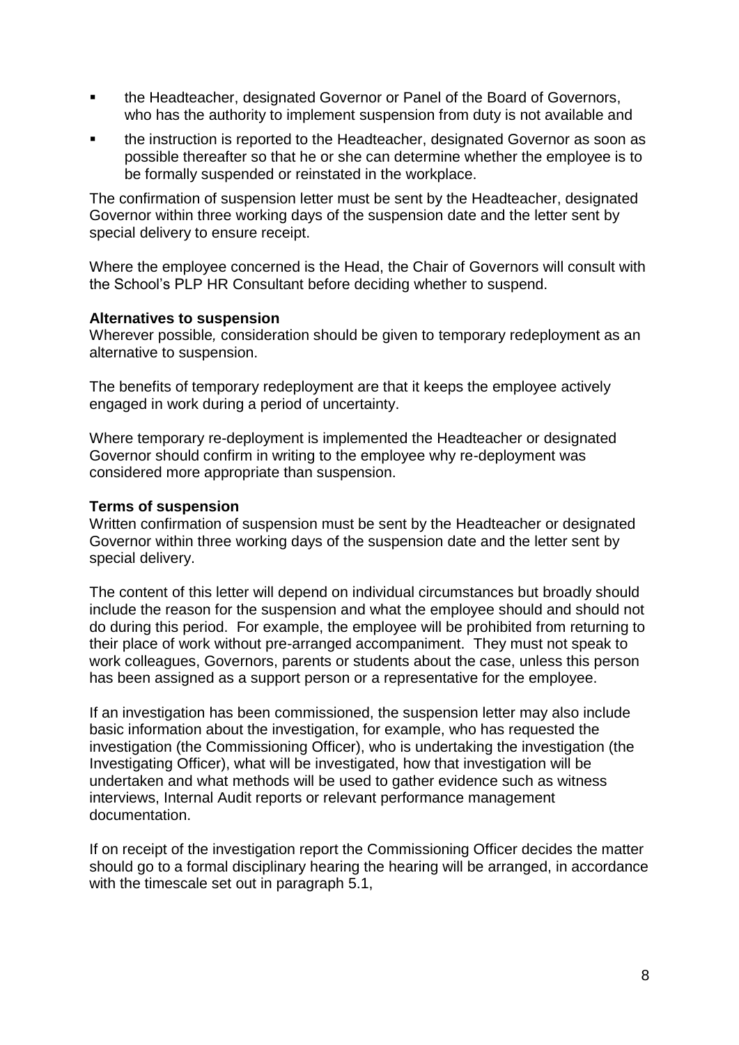- the Headteacher, designated Governor or Panel of the Board of Governors, who has the authority to implement suspension from duty is not available and
- the instruction is reported to the Headteacher, designated Governor as soon as possible thereafter so that he or she can determine whether the employee is to be formally suspended or reinstated in the workplace.

The confirmation of suspension letter must be sent by the Headteacher, designated Governor within three working days of the suspension date and the letter sent by special delivery to ensure receipt.

Where the employee concerned is the Head, the Chair of Governors will consult with the School's PLP HR Consultant before deciding whether to suspend.

**Alternatives to suspension**

Wherever possible*,* consideration should be given to temporary redeployment as an alternative to suspension.

The benefits of temporary redeployment are that it keeps the employee actively engaged in work during a period of uncertainty.

Where temporary re-deployment is implemented the Headteacher or designated Governor should confirm in writing to the employee why re-deployment was considered more appropriate than suspension.

**Terms of suspension**

Written confirmation of suspension must be sent by the Headteacher or designated Governor within three working days of the suspension date and the letter sent by special delivery.

The content of this letter will depend on individual circumstances but broadly should include the reason for the suspension and what the employee should and should not do during this period. For example, the employee will be prohibited from returning to their place of work without pre-arranged accompaniment. They must not speak to work colleagues, Governors, parents or students about the case, unless this person has been assigned as a support person or a representative for the employee.

If an investigation has been commissioned, the suspension letter may also include basic information about the investigation, for example, who has requested the investigation (the Commissioning Officer), who is undertaking the investigation (the Investigating Officer), what will be investigated, how that investigation will be undertaken and what methods will be used to gather evidence such as witness interviews, Internal Audit reports or relevant performance management documentation.

If on receipt of the investigation report the Commissioning Officer decides the matter should go to a formal disciplinary hearing the hearing will be arranged, in accordance with the timescale set out in paragraph 5.1,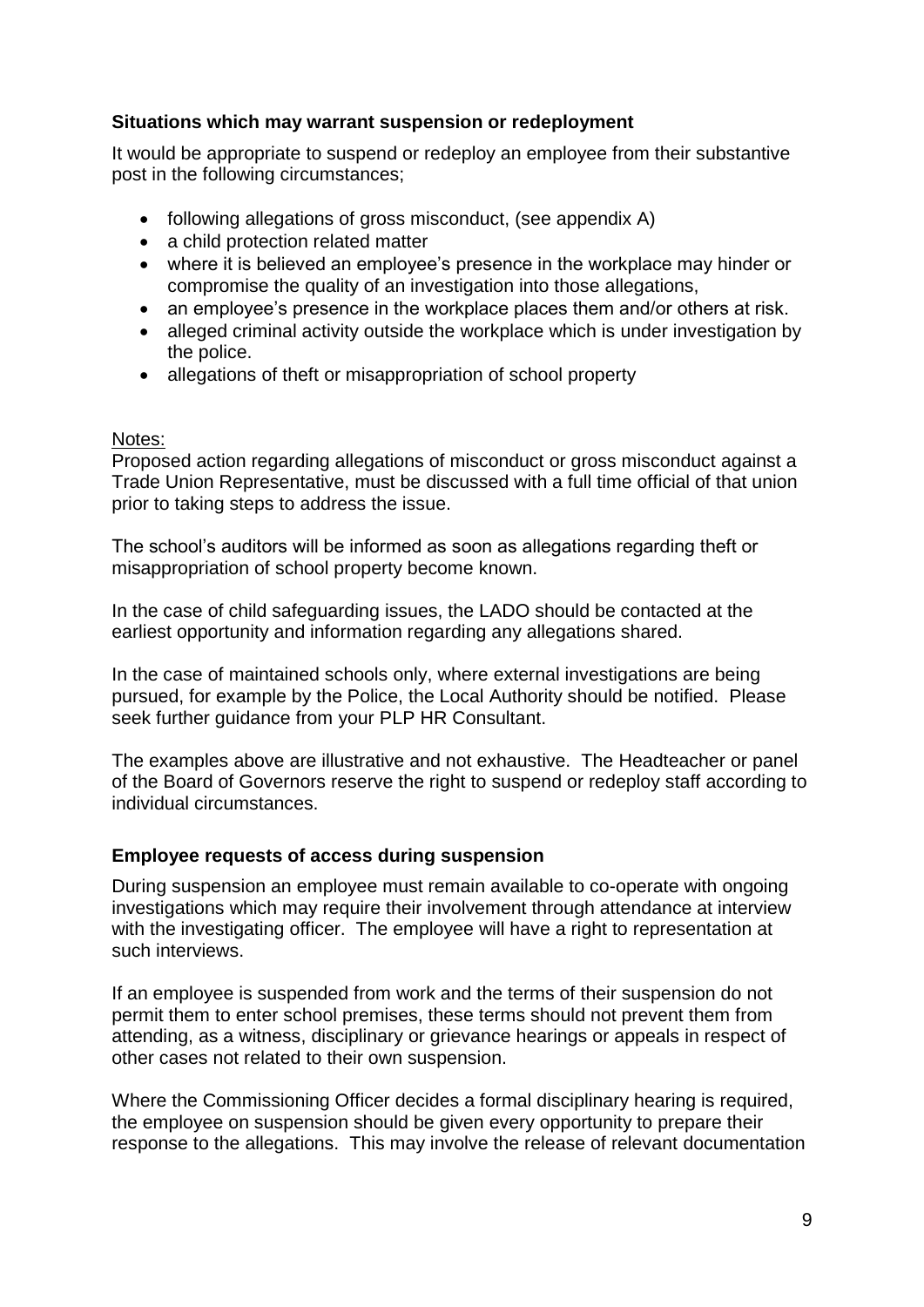### Situations which may warrant suspension or redeployment

It would be appropriate to suspend or redeploy an employee from their substantive post in the following circumstances;

- following allegations of gross misconduct, (see appendix A)
- a child protection related matter
- where it is believed an employee's presence in the workplace may hinder or compromise the quality of an investigation into those allegations,
- an employee's presence in the workplace places them and/or others at risk.
- alleged criminal activity outside the workplace which is under investigation by the police.
- allegations of theft or misappropriation of school property

Notes:
Proposed action regarding allegations of misconduct or gross misconduct against a Trade Union Representative, must be discussed with a full time official of that union prior to taking steps to address the issue.

The school's auditors will be informed as soon as allegations regarding theft or misappropriation of school property become known.

In the case of child safeguarding issues, the LADO should be contacted at the earliest opportunity and information regarding any allegations shared.

In the case of maintained schools only, where external investigations are being pursued, for example by the Police, the Local Authority should be notified. Please seek further guidance from your PLP HR Consultant.

The examples above are illustrative and not exhaustive. The Headteacher or panel of the Board of Governors reserve the right to suspend or redeploy staff according to individual circumstances.

### Employee requests of access during suspension

During suspension an employee must remain available to co-operate with ongoing investigations which may require their involvement through attendance at interview with the investigating officer. The employee will have a right to representation at such interviews.

If an employee is suspended from work and the terms of their suspension do not permit them to enter school premises, these terms should not prevent them from attending, as a witness, disciplinary or grievance hearings or appeals in respect of other cases not related to their own suspension.

Where the Commissioning Officer decides a formal disciplinary hearing is required, the employee on suspension should be given every opportunity to prepare their response to the allegations. This may involve the release of relevant documentation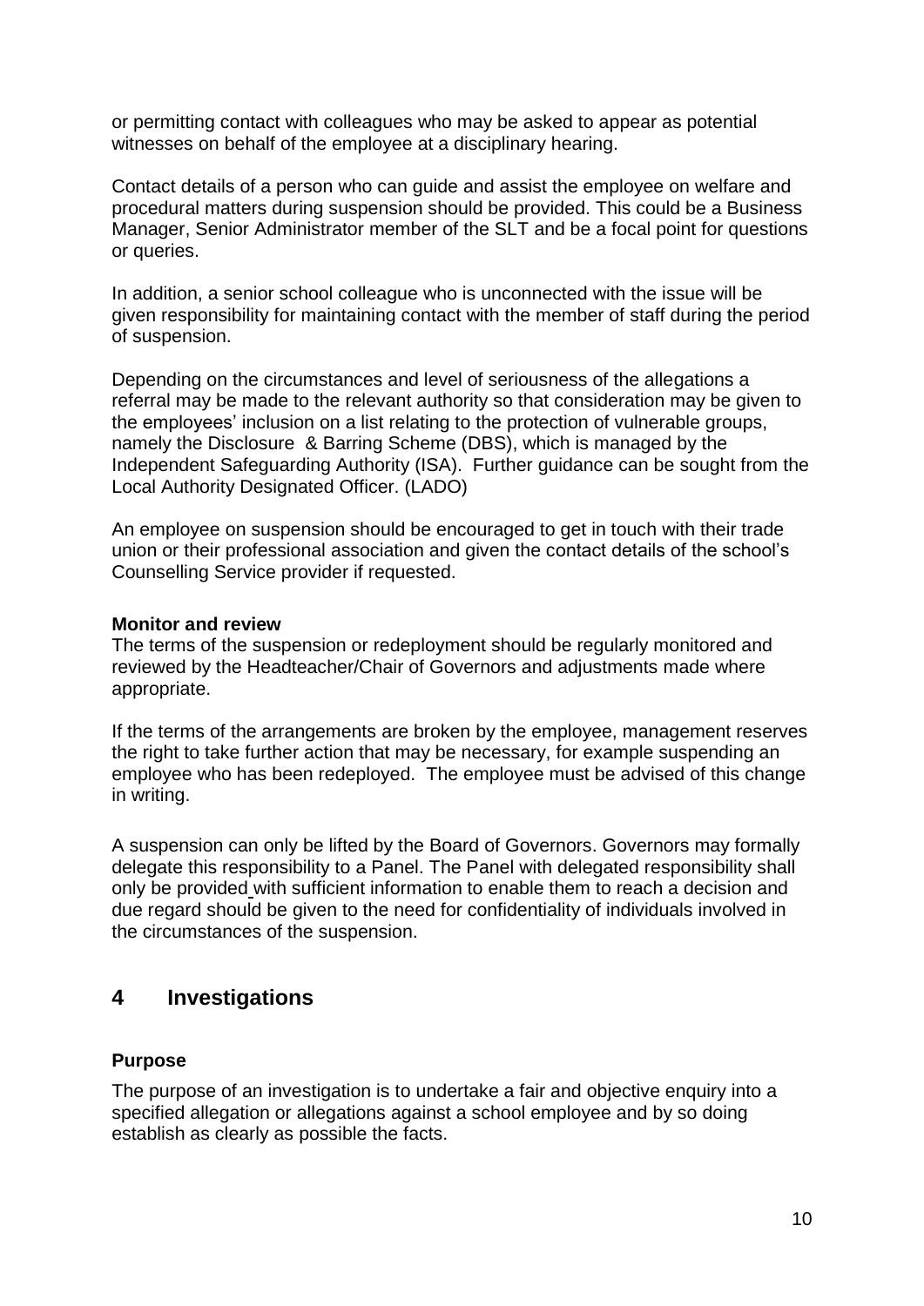or permitting contact with colleagues who may be asked to appear as potential witnesses on behalf of the employee at a disciplinary hearing.

Contact details of a person who can guide and assist the employee on welfare and procedural matters during suspension should be provided. This could be a Business Manager, Senior Administrator member of the SLT and be a focal point for questions or queries.

In addition, a senior school colleague who is unconnected with the issue will be given responsibility for maintaining contact with the member of staff during the period of suspension.

Depending on the circumstances and level of seriousness of the allegations a referral may be made to the relevant authority so that consideration may be given to the employees' inclusion on a list relating to the protection of vulnerable groups, namely the Disclosure & Barring Scheme (DBS), which is managed by the Independent Safeguarding Authority (ISA). Further guidance can be sought from the Local Authority Designated Officer. (LADO)

An employee on suspension should be encouraged to get in touch with their trade union or their professional association and given the contact details of the school's Counselling Service provider if requested.

**Monitor and review**

The terms of the suspension or redeployment should be regularly monitored and reviewed by the Headteacher/Chair of Governors and adjustments made where appropriate.

If the terms of the arrangements are broken by the employee, management reserves the right to take further action that may be necessary, for example suspending an employee who has been redeployed. The employee must be advised of this change in writing.

A suspension can only be lifted by the Board of Governors. Governors may formally delegate this responsibility to a Panel. The Panel with delegated responsibility shall only be provided with sufficient information to enable them to reach a decision and due regard should be given to the need for confidentiality of individuals involved in the circumstances of the suspension.

## 4 Investigations

**Purpose**

The purpose of an investigation is to undertake a fair and objective enquiry into a specified allegation or allegations against a school employee and by so doing establish as clearly as possible the facts.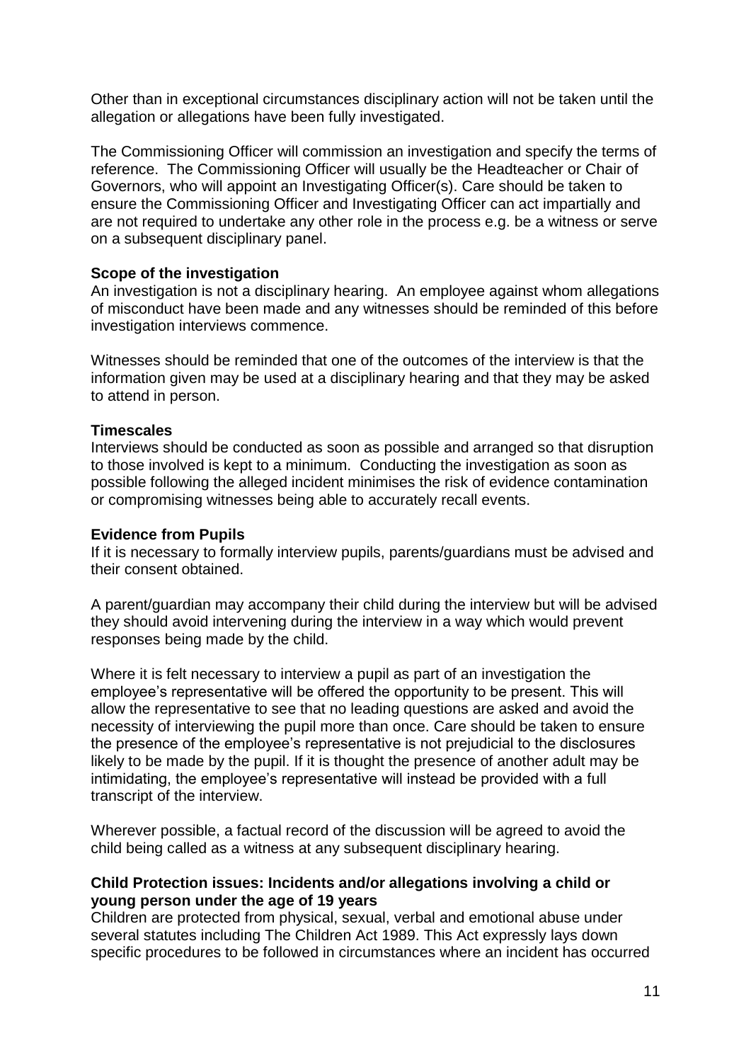Other than in exceptional circumstances disciplinary action will not be taken until the allegation or allegations have been fully investigated.

The Commissioning Officer will commission an investigation and specify the terms of reference. The Commissioning Officer will usually be the Headteacher or Chair of Governors, who will appoint an Investigating Officer(s). Care should be taken to ensure the Commissioning Officer and Investigating Officer can act impartially and are not required to undertake any other role in the process e.g. be a witness or serve on a subsequent disciplinary panel.

**Scope of the investigation**
An investigation is not a disciplinary hearing. An employee against whom allegations of misconduct have been made and any witnesses should be reminded of this before investigation interviews commence.

Witnesses should be reminded that one of the outcomes of the interview is that the information given may be used at a disciplinary hearing and that they may be asked to attend in person.

**Timescales**
Interviews should be conducted as soon as possible and arranged so that disruption to those involved is kept to a minimum. Conducting the investigation as soon as possible following the alleged incident minimises the risk of evidence contamination or compromising witnesses being able to accurately recall events.

**Evidence from Pupils**
If it is necessary to formally interview pupils, parents/guardians must be advised and their consent obtained.

A parent/guardian may accompany their child during the interview but will be advised they should avoid intervening during the interview in a way which would prevent responses being made by the child.

Where it is felt necessary to interview a pupil as part of an investigation the employee's representative will be offered the opportunity to be present. This will allow the representative to see that no leading questions are asked and avoid the necessity of interviewing the pupil more than once. Care should be taken to ensure the presence of the employee's representative is not prejudicial to the disclosures likely to be made by the pupil. If it is thought the presence of another adult may be intimidating, the employee's representative will instead be provided with a full transcript of the interview.

Wherever possible, a factual record of the discussion will be agreed to avoid the child being called as a witness at any subsequent disciplinary hearing.

**Child Protection issues: Incidents and/or allegations involving a child or young person under the age of 19 years**
Children are protected from physical, sexual, verbal and emotional abuse under several statutes including The Children Act 1989. This Act expressly lays down specific procedures to be followed in circumstances where an incident has occurred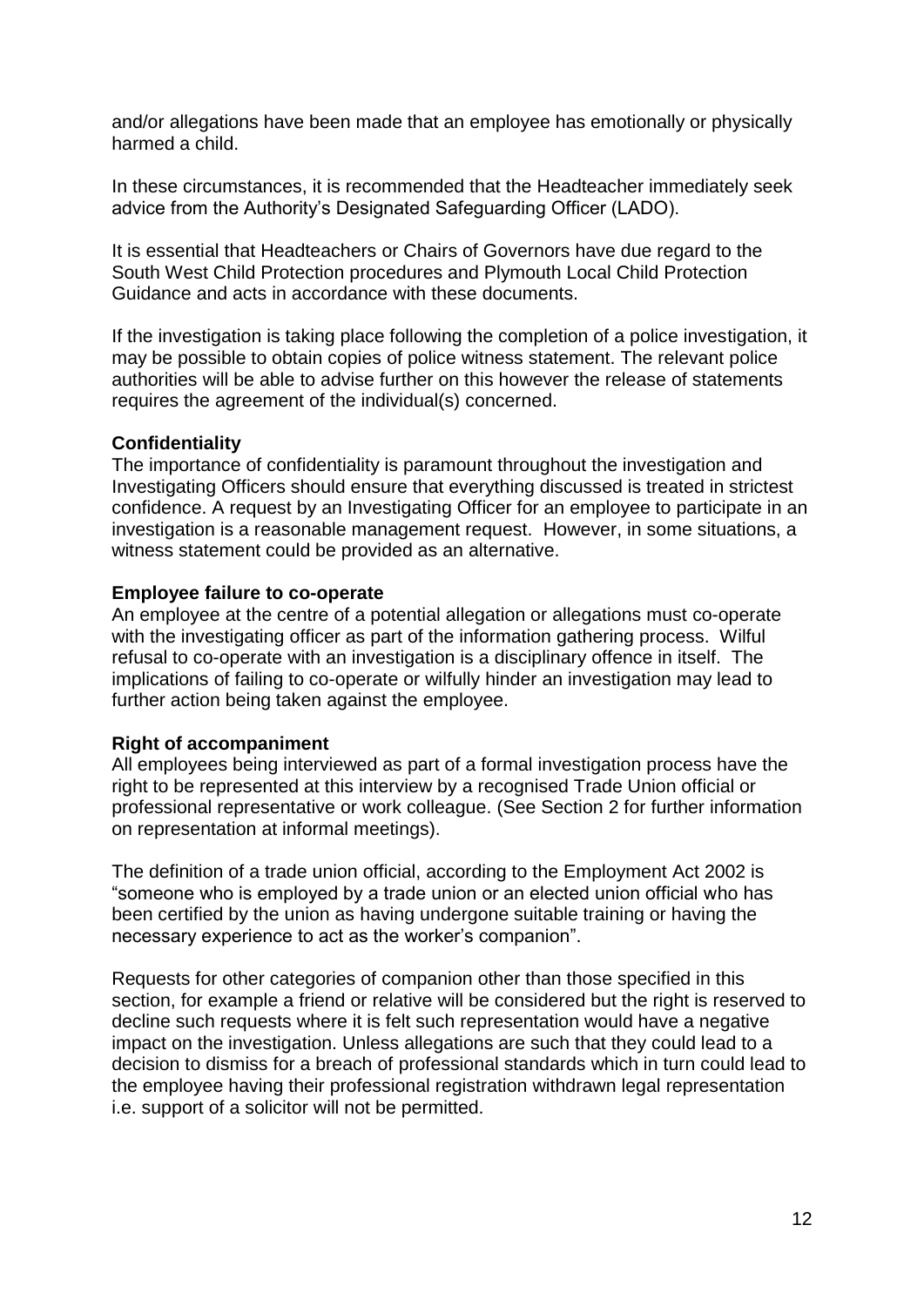and/or allegations have been made that an employee has emotionally or physically harmed a child.

In these circumstances, it is recommended that the Headteacher immediately seek advice from the Authority's Designated Safeguarding Officer (LADO).

It is essential that Headteachers or Chairs of Governors have due regard to the South West Child Protection procedures and Plymouth Local Child Protection Guidance and acts in accordance with these documents.

If the investigation is taking place following the completion of a police investigation, it may be possible to obtain copies of police witness statement. The relevant police authorities will be able to advise further on this however the release of statements requires the agreement of the individual(s) concerned.

**Confidentiality**

The importance of confidentiality is paramount throughout the investigation and Investigating Officers should ensure that everything discussed is treated in strictest confidence. A request by an Investigating Officer for an employee to participate in an investigation is a reasonable management request. However, in some situations, a witness statement could be provided as an alternative.

**Employee failure to co-operate**

An employee at the centre of a potential allegation or allegations must co-operate with the investigating officer as part of the information gathering process. Wilful refusal to co-operate with an investigation is a disciplinary offence in itself. The implications of failing to co-operate or wilfully hinder an investigation may lead to further action being taken against the employee.

**Right of accompaniment**

All employees being interviewed as part of a formal investigation process have the right to be represented at this interview by a recognised Trade Union official or professional representative or work colleague. (See Section 2 for further information on representation at informal meetings).

The definition of a trade union official, according to the Employment Act 2002 is "someone who is employed by a trade union or an elected union official who has been certified by the union as having undergone suitable training or having the necessary experience to act as the worker's companion".

Requests for other categories of companion other than those specified in this section, for example a friend or relative will be considered but the right is reserved to decline such requests where it is felt such representation would have a negative impact on the investigation. Unless allegations are such that they could lead to a decision to dismiss for a breach of professional standards which in turn could lead to the employee having their professional registration withdrawn legal representation i.e. support of a solicitor will not be permitted.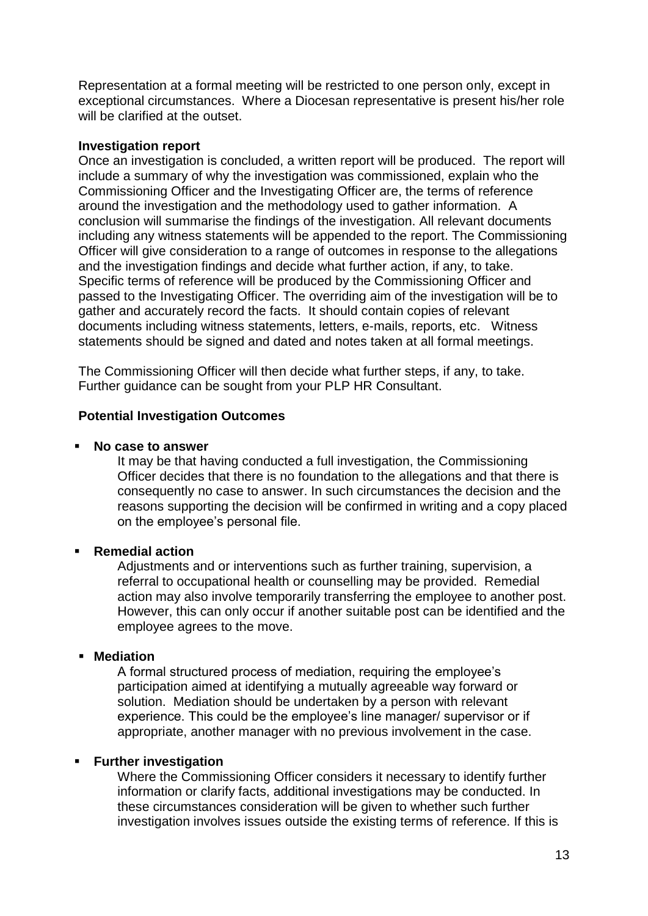Representation at a formal meeting will be restricted to one person only, except in exceptional circumstances. Where a Diocesan representative is present his/her role will be clarified at the outset.

**Investigation report**

Once an investigation is concluded, a written report will be produced. The report will include a summary of why the investigation was commissioned, explain who the Commissioning Officer and the Investigating Officer are, the terms of reference around the investigation and the methodology used to gather information. A conclusion will summarise the findings of the investigation. All relevant documents including any witness statements will be appended to the report. The Commissioning Officer will give consideration to a range of outcomes in response to the allegations and the investigation findings and decide what further action, if any, to take. Specific terms of reference will be produced by the Commissioning Officer and passed to the Investigating Officer. The overriding aim of the investigation will be to gather and accurately record the facts. It should contain copies of relevant documents including witness statements, letters, e-mails, reports, etc. Witness statements should be signed and dated and notes taken at all formal meetings.

The Commissioning Officer will then decide what further steps, if any, to take. Further guidance can be sought from your PLP HR Consultant.

**Potential Investigation Outcomes**

- **No case to answer**

  It may be that having conducted a full investigation, the Commissioning Officer decides that there is no foundation to the allegations and that there is consequently no case to answer. In such circumstances the decision and the reasons supporting the decision will be confirmed in writing and a copy placed on the employee's personal file.

- **Remedial action**

  Adjustments and or interventions such as further training, supervision, a referral to occupational health or counselling may be provided. Remedial action may also involve temporarily transferring the employee to another post. However, this can only occur if another suitable post can be identified and the employee agrees to the move.

- **Mediation**

  A formal structured process of mediation, requiring the employee's participation aimed at identifying a mutually agreeable way forward or solution. Mediation should be undertaken by a person with relevant experience. This could be the employee's line manager/ supervisor or if appropriate, another manager with no previous involvement in the case.

- **Further investigation**

  Where the Commissioning Officer considers it necessary to identify further information or clarify facts, additional investigations may be conducted. In these circumstances consideration will be given to whether such further investigation involves issues outside the existing terms of reference. If this is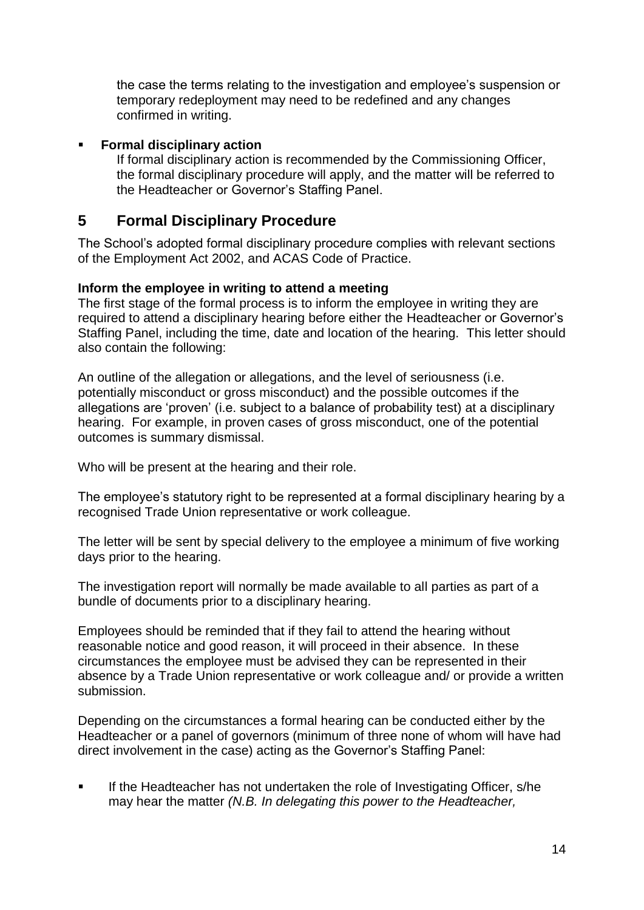the case the terms relating to the investigation and employee's suspension or temporary redeployment may need to be redefined and any changes confirmed in writing.

- **Formal disciplinary action**
  If formal disciplinary action is recommended by the Commissioning Officer, the formal disciplinary procedure will apply, and the matter will be referred to the Headteacher or Governor's Staffing Panel.

## 5 Formal Disciplinary Procedure

The School's adopted formal disciplinary procedure complies with relevant sections of the Employment Act 2002, and ACAS Code of Practice.

**Inform the employee in writing to attend a meeting**
The first stage of the formal process is to inform the employee in writing they are required to attend a disciplinary hearing before either the Headteacher or Governor's Staffing Panel, including the time, date and location of the hearing. This letter should also contain the following:

An outline of the allegation or allegations, and the level of seriousness (i.e. potentially misconduct or gross misconduct) and the possible outcomes if the allegations are 'proven' (i.e. subject to a balance of probability test) at a disciplinary hearing. For example, in proven cases of gross misconduct, one of the potential outcomes is summary dismissal.

Who will be present at the hearing and their role.

The employee's statutory right to be represented at a formal disciplinary hearing by a recognised Trade Union representative or work colleague.

The letter will be sent by special delivery to the employee a minimum of five working days prior to the hearing.

The investigation report will normally be made available to all parties as part of a bundle of documents prior to a disciplinary hearing.

Employees should be reminded that if they fail to attend the hearing without reasonable notice and good reason, it will proceed in their absence. In these circumstances the employee must be advised they can be represented in their absence by a Trade Union representative or work colleague and/ or provide a written submission.

Depending on the circumstances a formal hearing can be conducted either by the Headteacher or a panel of governors (minimum of three none of whom will have had direct involvement in the case) acting as the Governor's Staffing Panel:

- If the Headteacher has not undertaken the role of Investigating Officer, s/he may hear the matter *(N.B. In delegating this power to the Headteacher,*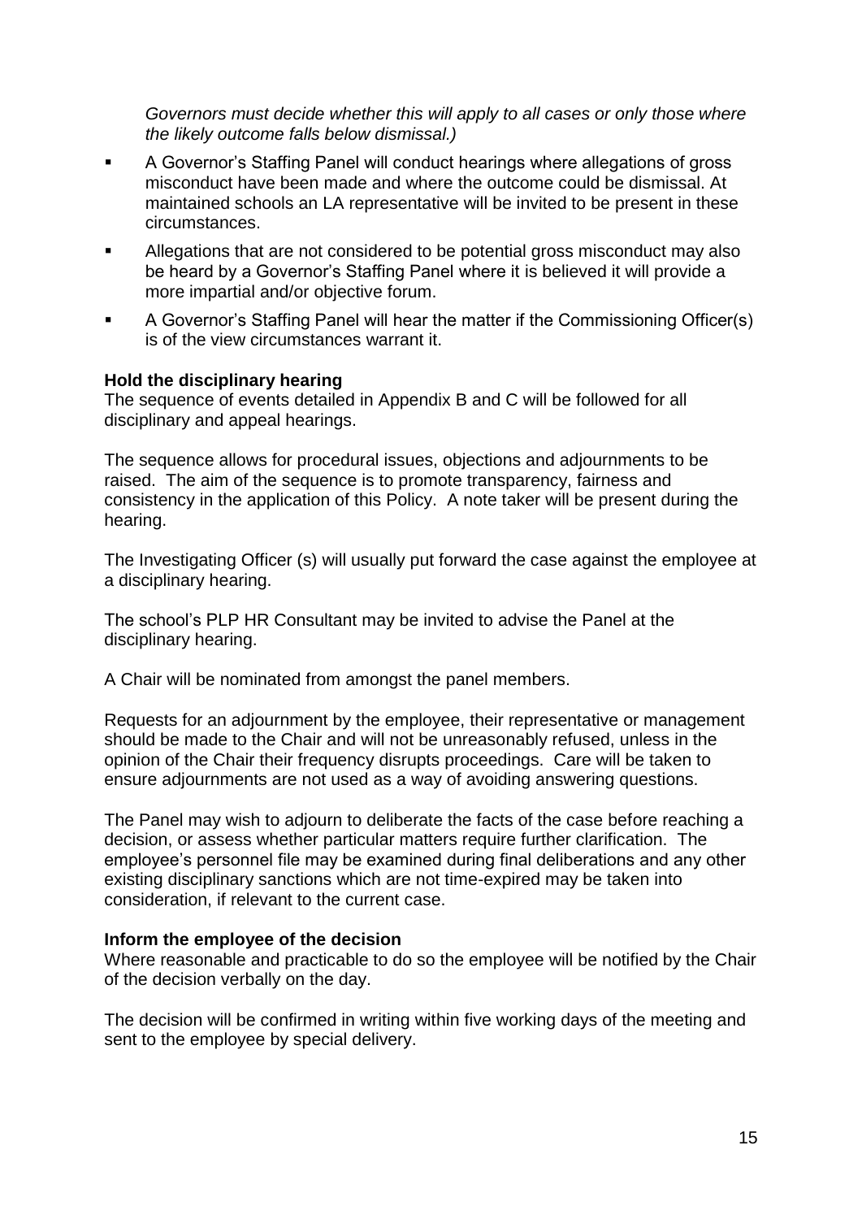*Governors must decide whether this will apply to all cases or only those where the likely outcome falls below dismissal.)*

- A Governor's Staffing Panel will conduct hearings where allegations of gross misconduct have been made and where the outcome could be dismissal. At maintained schools an LA representative will be invited to be present in these circumstances.
- Allegations that are not considered to be potential gross misconduct may also be heard by a Governor's Staffing Panel where it is believed it will provide a more impartial and/or objective forum.
- A Governor's Staffing Panel will hear the matter if the Commissioning Officer(s) is of the view circumstances warrant it.

**Hold the disciplinary hearing**

The sequence of events detailed in Appendix B and C will be followed for all disciplinary and appeal hearings.

The sequence allows for procedural issues, objections and adjournments to be raised. The aim of the sequence is to promote transparency, fairness and consistency in the application of this Policy. A note taker will be present during the hearing.

The Investigating Officer (s) will usually put forward the case against the employee at a disciplinary hearing.

The school's PLP HR Consultant may be invited to advise the Panel at the disciplinary hearing.

A Chair will be nominated from amongst the panel members.

Requests for an adjournment by the employee, their representative or management should be made to the Chair and will not be unreasonably refused, unless in the opinion of the Chair their frequency disrupts proceedings. Care will be taken to ensure adjournments are not used as a way of avoiding answering questions.

The Panel may wish to adjourn to deliberate the facts of the case before reaching a decision, or assess whether particular matters require further clarification. The employee's personnel file may be examined during final deliberations and any other existing disciplinary sanctions which are not time-expired may be taken into consideration, if relevant to the current case.

**Inform the employee of the decision**

Where reasonable and practicable to do so the employee will be notified by the Chair of the decision verbally on the day.

The decision will be confirmed in writing within five working days of the meeting and sent to the employee by special delivery.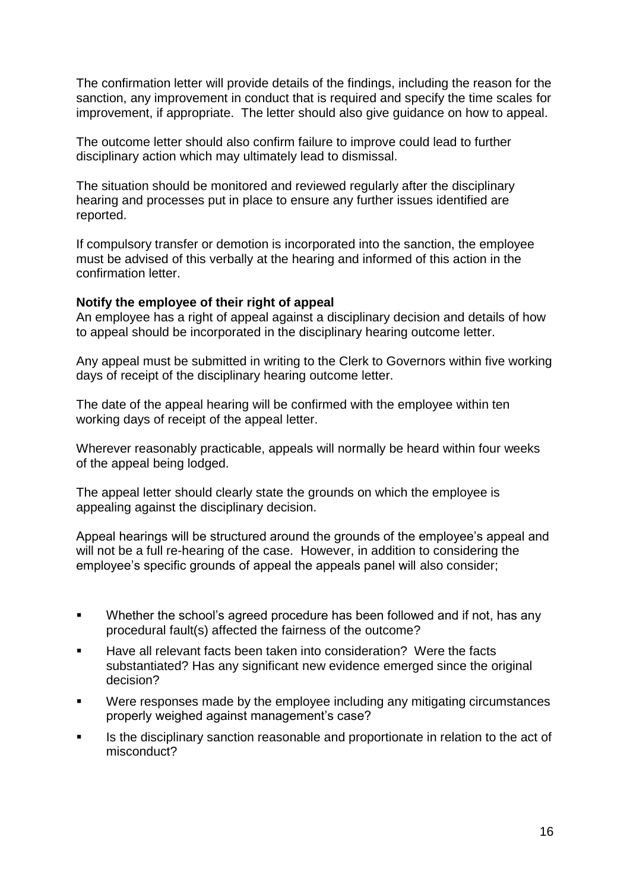The confirmation letter will provide details of the findings, including the reason for the sanction, any improvement in conduct that is required and specify the time scales for improvement, if appropriate. The letter should also give guidance on how to appeal.

The outcome letter should also confirm failure to improve could lead to further disciplinary action which may ultimately lead to dismissal.

The situation should be monitored and reviewed regularly after the disciplinary hearing and processes put in place to ensure any further issues identified are reported.

If compulsory transfer or demotion is incorporated into the sanction, the employee must be advised of this verbally at the hearing and informed of this action in the confirmation letter.

**Notify the employee of their right of appeal**

An employee has a right of appeal against a disciplinary decision and details of how to appeal should be incorporated in the disciplinary hearing outcome letter.

Any appeal must be submitted in writing to the Clerk to Governors within five working days of receipt of the disciplinary hearing outcome letter.

The date of the appeal hearing will be confirmed with the employee within ten working days of receipt of the appeal letter.

Wherever reasonably practicable, appeals will normally be heard within four weeks of the appeal being lodged.

The appeal letter should clearly state the grounds on which the employee is appealing against the disciplinary decision.

Appeal hearings will be structured around the grounds of the employee's appeal and will not be a full re-hearing of the case. However, in addition to considering the employee's specific grounds of appeal the appeals panel will also consider;

- Whether the school's agreed procedure has been followed and if not, has any procedural fault(s) affected the fairness of the outcome?
- Have all relevant facts been taken into consideration? Were the facts substantiated? Has any significant new evidence emerged since the original decision?
- Were responses made by the employee including any mitigating circumstances properly weighed against management's case?
- Is the disciplinary sanction reasonable and proportionate in relation to the act of misconduct?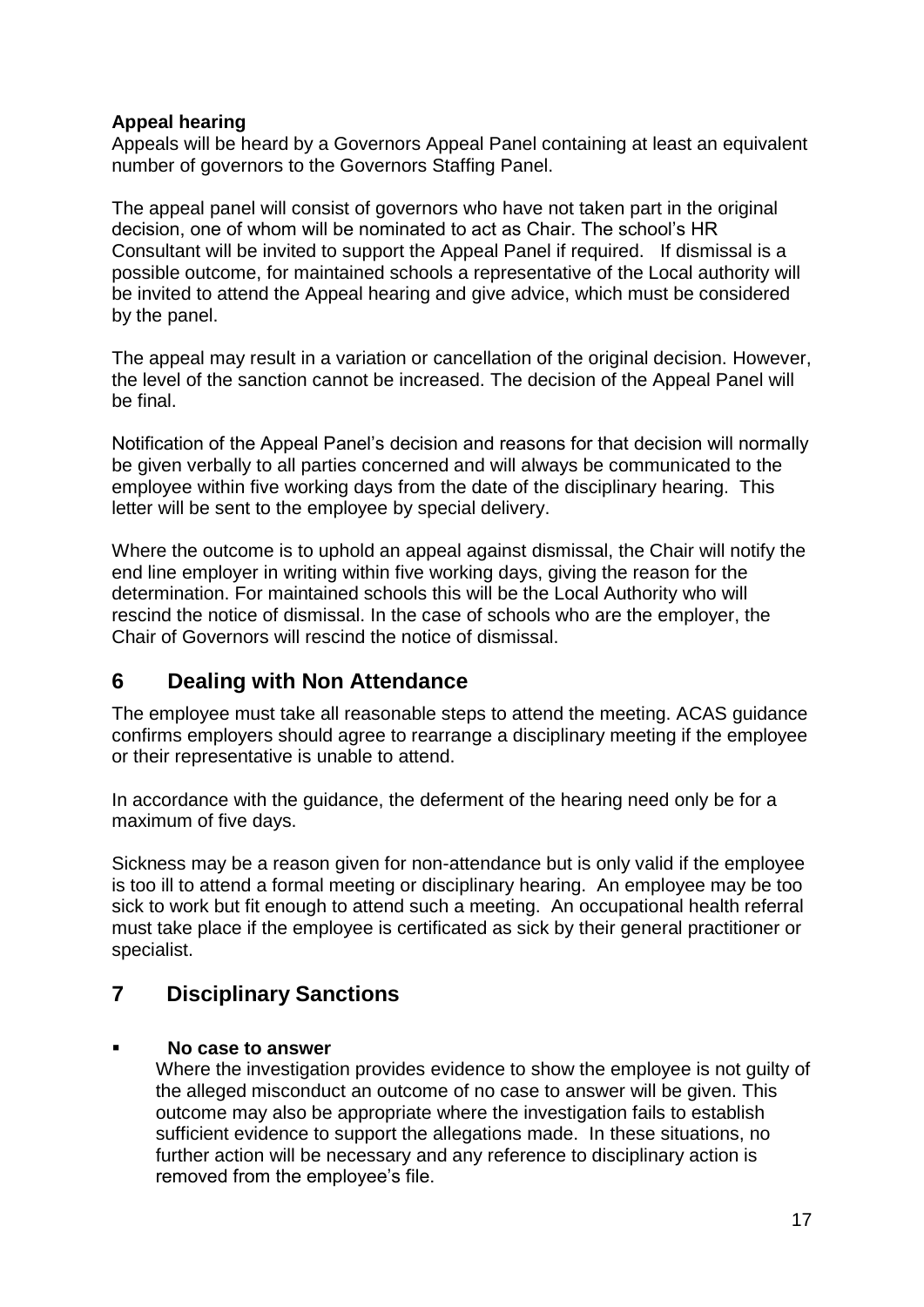**Appeal hearing**

Appeals will be heard by a Governors Appeal Panel containing at least an equivalent number of governors to the Governors Staffing Panel.

The appeal panel will consist of governors who have not taken part in the original decision, one of whom will be nominated to act as Chair. The school's HR Consultant will be invited to support the Appeal Panel if required. If dismissal is a possible outcome, for maintained schools a representative of the Local authority will be invited to attend the Appeal hearing and give advice, which must be considered by the panel.

The appeal may result in a variation or cancellation of the original decision. However, the level of the sanction cannot be increased. The decision of the Appeal Panel will be final.

Notification of the Appeal Panel's decision and reasons for that decision will normally be given verbally to all parties concerned and will always be communicated to the employee within five working days from the date of the disciplinary hearing. This letter will be sent to the employee by special delivery.

Where the outcome is to uphold an appeal against dismissal, the Chair will notify the end line employer in writing within five working days, giving the reason for the determination. For maintained schools this will be the Local Authority who will rescind the notice of dismissal. In the case of schools who are the employer, the Chair of Governors will rescind the notice of dismissal.

## 6 Dealing with Non Attendance

The employee must take all reasonable steps to attend the meeting. ACAS guidance confirms employers should agree to rearrange a disciplinary meeting if the employee or their representative is unable to attend.

In accordance with the guidance, the deferment of the hearing need only be for a maximum of five days.

Sickness may be a reason given for non-attendance but is only valid if the employee is too ill to attend a formal meeting or disciplinary hearing. An employee may be too sick to work but fit enough to attend such a meeting. An occupational health referral must take place if the employee is certificated as sick by their general practitioner or specialist.

## 7 Disciplinary Sanctions

- **No case to answer**
  Where the investigation provides evidence to show the employee is not guilty of the alleged misconduct an outcome of no case to answer will be given. This outcome may also be appropriate where the investigation fails to establish sufficient evidence to support the allegations made. In these situations, no further action will be necessary and any reference to disciplinary action is removed from the employee's file.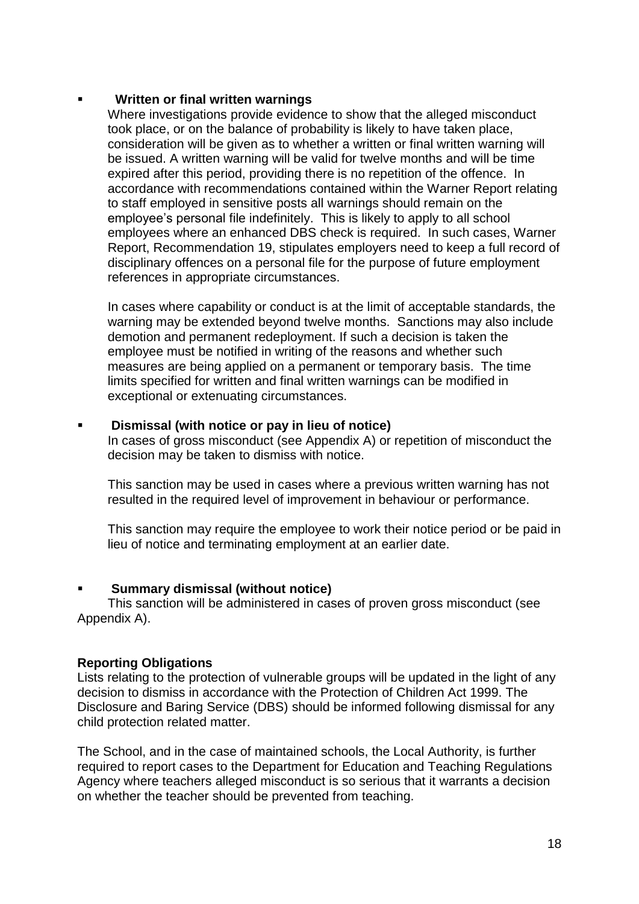- **Written or final written warnings**

  Where investigations provide evidence to show that the alleged misconduct took place, or on the balance of probability is likely to have taken place, consideration will be given as to whether a written or final written warning will be issued. A written warning will be valid for twelve months and will be time expired after this period, providing there is no repetition of the offence. In accordance with recommendations contained within the Warner Report relating to staff employed in sensitive posts all warnings should remain on the employee's personal file indefinitely. This is likely to apply to all school employees where an enhanced DBS check is required. In such cases, Warner Report, Recommendation 19, stipulates employers need to keep a full record of disciplinary offences on a personal file for the purpose of future employment references in appropriate circumstances.

  In cases where capability or conduct is at the limit of acceptable standards, the warning may be extended beyond twelve months. Sanctions may also include demotion and permanent redeployment. If such a decision is taken the employee must be notified in writing of the reasons and whether such measures are being applied on a permanent or temporary basis. The time limits specified for written and final written warnings can be modified in exceptional or extenuating circumstances.

- **Dismissal (with notice or pay in lieu of notice)**

  In cases of gross misconduct (see Appendix A) or repetition of misconduct the decision may be taken to dismiss with notice.

  This sanction may be used in cases where a previous written warning has not resulted in the required level of improvement in behaviour or performance.

  This sanction may require the employee to work their notice period or be paid in lieu of notice and terminating employment at an earlier date.

- **Summary dismissal (without notice)**

  This sanction will be administered in cases of proven gross misconduct (see Appendix A).

**Reporting Obligations**

Lists relating to the protection of vulnerable groups will be updated in the light of any decision to dismiss in accordance with the Protection of Children Act 1999. The Disclosure and Baring Service (DBS) should be informed following dismissal for any child protection related matter.

The School, and in the case of maintained schools, the Local Authority, is further required to report cases to the Department for Education and Teaching Regulations Agency where teachers alleged misconduct is so serious that it warrants a decision on whether the teacher should be prevented from teaching.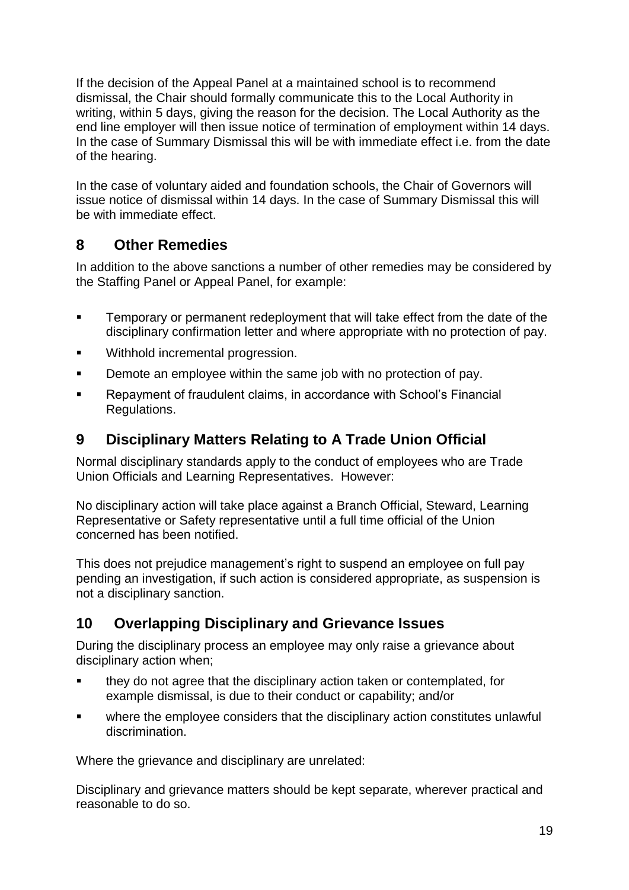If the decision of the Appeal Panel at a maintained school is to recommend dismissal, the Chair should formally communicate this to the Local Authority in writing, within 5 days, giving the reason for the decision. The Local Authority as the end line employer will then issue notice of termination of employment within 14 days. In the case of Summary Dismissal this will be with immediate effect i.e. from the date of the hearing.

In the case of voluntary aided and foundation schools, the Chair of Governors will issue notice of dismissal within 14 days. In the case of Summary Dismissal this will be with immediate effect.

## 8 Other Remedies

In addition to the above sanctions a number of other remedies may be considered by the Staffing Panel or Appeal Panel, for example:

- Temporary or permanent redeployment that will take effect from the date of the disciplinary confirmation letter and where appropriate with no protection of pay.
- Withhold incremental progression.
- Demote an employee within the same job with no protection of pay.
- Repayment of fraudulent claims, in accordance with School's Financial Regulations.

## 9 Disciplinary Matters Relating to A Trade Union Official

Normal disciplinary standards apply to the conduct of employees who are Trade Union Officials and Learning Representatives. However:

No disciplinary action will take place against a Branch Official, Steward, Learning Representative or Safety representative until a full time official of the Union concerned has been notified.

This does not prejudice management's right to suspend an employee on full pay pending an investigation, if such action is considered appropriate, as suspension is not a disciplinary sanction.

## 10 Overlapping Disciplinary and Grievance Issues

During the disciplinary process an employee may only raise a grievance about disciplinary action when;

- they do not agree that the disciplinary action taken or contemplated, for example dismissal, is due to their conduct or capability; and/or
- where the employee considers that the disciplinary action constitutes unlawful discrimination.

Where the grievance and disciplinary are unrelated:

Disciplinary and grievance matters should be kept separate, wherever practical and reasonable to do so.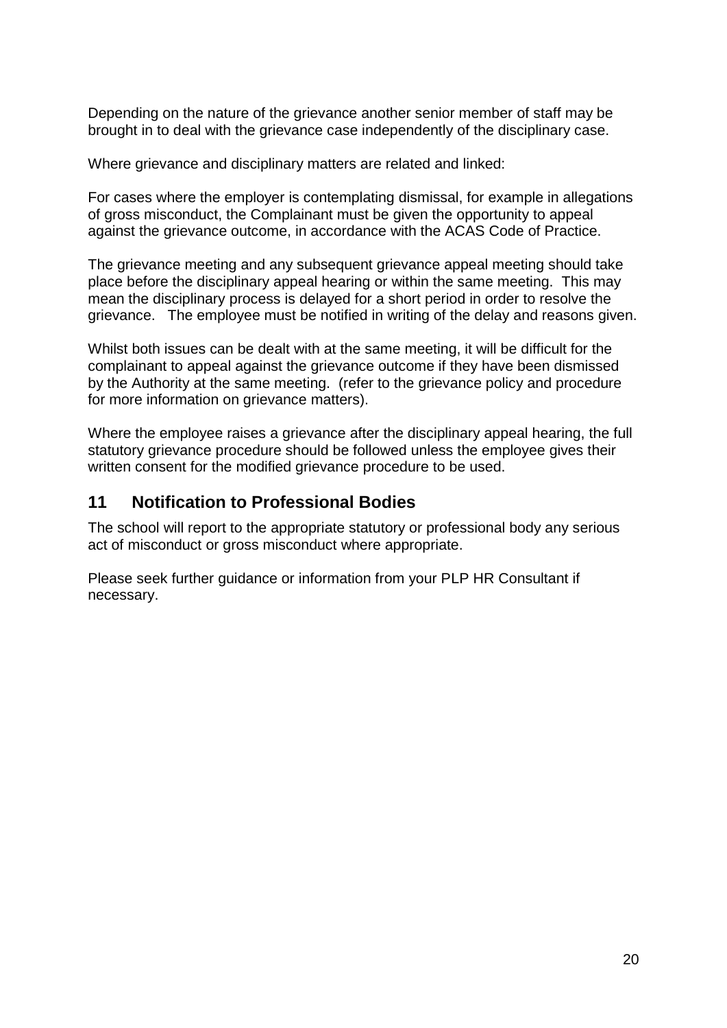Depending on the nature of the grievance another senior member of staff may be brought in to deal with the grievance case independently of the disciplinary case.

Where grievance and disciplinary matters are related and linked:

For cases where the employer is contemplating dismissal, for example in allegations of gross misconduct, the Complainant must be given the opportunity to appeal against the grievance outcome, in accordance with the ACAS Code of Practice.

The grievance meeting and any subsequent grievance appeal meeting should take place before the disciplinary appeal hearing or within the same meeting. This may mean the disciplinary process is delayed for a short period in order to resolve the grievance. The employee must be notified in writing of the delay and reasons given.

Whilst both issues can be dealt with at the same meeting, it will be difficult for the complainant to appeal against the grievance outcome if they have been dismissed by the Authority at the same meeting. (refer to the grievance policy and procedure for more information on grievance matters).

Where the employee raises a grievance after the disciplinary appeal hearing, the full statutory grievance procedure should be followed unless the employee gives their written consent for the modified grievance procedure to be used.

## 11 Notification to Professional Bodies

The school will report to the appropriate statutory or professional body any serious act of misconduct or gross misconduct where appropriate.

Please seek further guidance or information from your PLP HR Consultant if necessary.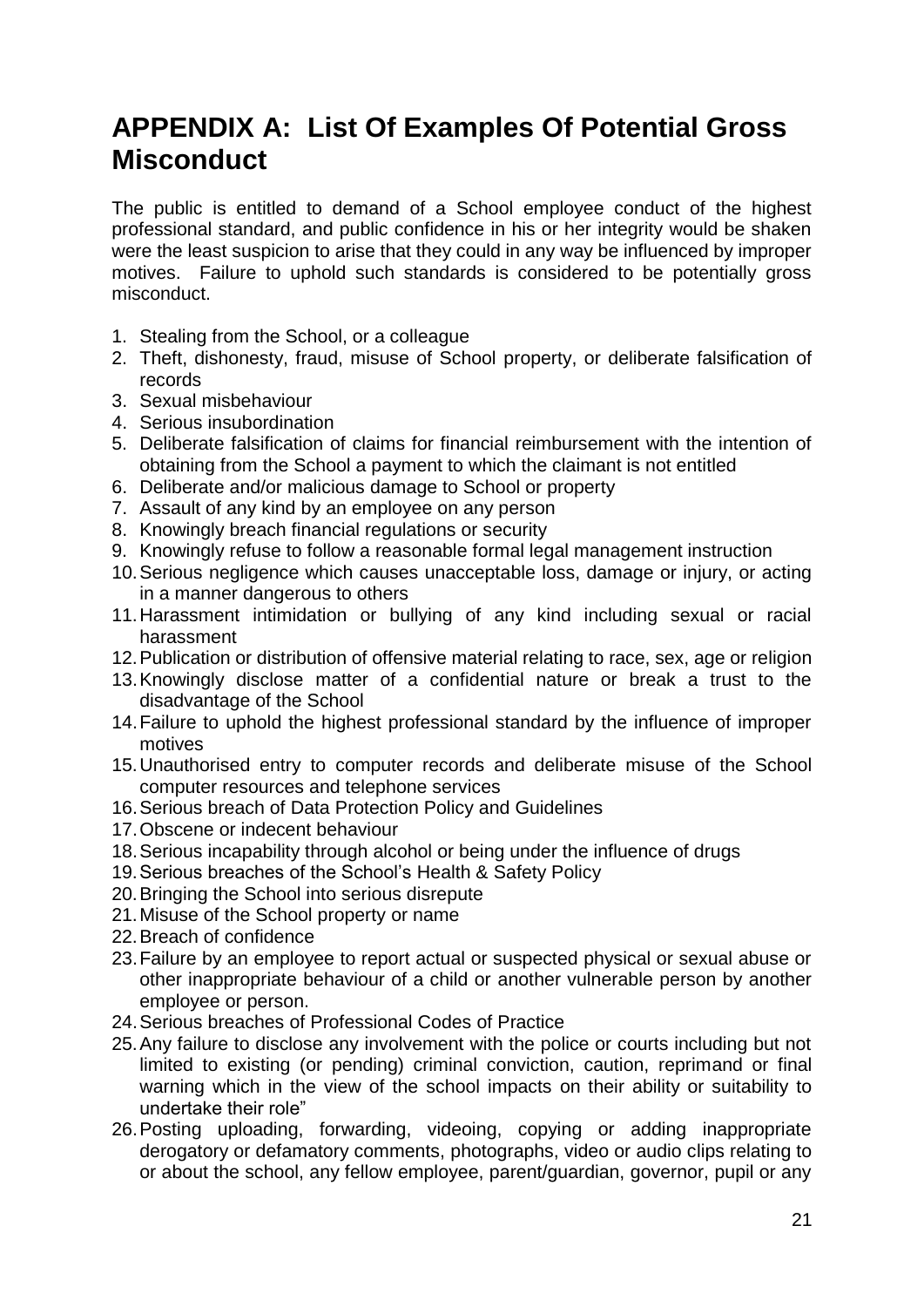# APPENDIX A: List Of Examples Of Potential Gross Misconduct

The public is entitled to demand of a School employee conduct of the highest professional standard, and public confidence in his or her integrity would be shaken were the least suspicion to arise that they could in any way be influenced by improper motives. Failure to uphold such standards is considered to be potentially gross misconduct.

1. Stealing from the School, or a colleague
2. Theft, dishonesty, fraud, misuse of School property, or deliberate falsification of records
3. Sexual misbehaviour
4. Serious insubordination
5. Deliberate falsification of claims for financial reimbursement with the intention of obtaining from the School a payment to which the claimant is not entitled
6. Deliberate and/or malicious damage to School or property
7. Assault of any kind by an employee on any person
8. Knowingly breach financial regulations or security
9. Knowingly refuse to follow a reasonable formal legal management instruction
10. Serious negligence which causes unacceptable loss, damage or injury, or acting in a manner dangerous to others
11. Harassment intimidation or bullying of any kind including sexual or racial harassment
12. Publication or distribution of offensive material relating to race, sex, age or religion
13. Knowingly disclose matter of a confidential nature or break a trust to the disadvantage of the School
14. Failure to uphold the highest professional standard by the influence of improper motives
15. Unauthorised entry to computer records and deliberate misuse of the School computer resources and telephone services
16. Serious breach of Data Protection Policy and Guidelines
17. Obscene or indecent behaviour
18. Serious incapability through alcohol or being under the influence of drugs
19. Serious breaches of the School's Health & Safety Policy
20. Bringing the School into serious disrepute
21. Misuse of the School property or name
22. Breach of confidence
23. Failure by an employee to report actual or suspected physical or sexual abuse or other inappropriate behaviour of a child or another vulnerable person by another employee or person.
24. Serious breaches of Professional Codes of Practice
25. Any failure to disclose any involvement with the police or courts including but not limited to existing (or pending) criminal conviction, caution, reprimand or final warning which in the view of the school impacts on their ability or suitability to undertake their role"
26. Posting uploading, forwarding, videoing, copying or adding inappropriate derogatory or defamatory comments, photographs, video or audio clips relating to or about the school, any fellow employee, parent/guardian, governor, pupil or any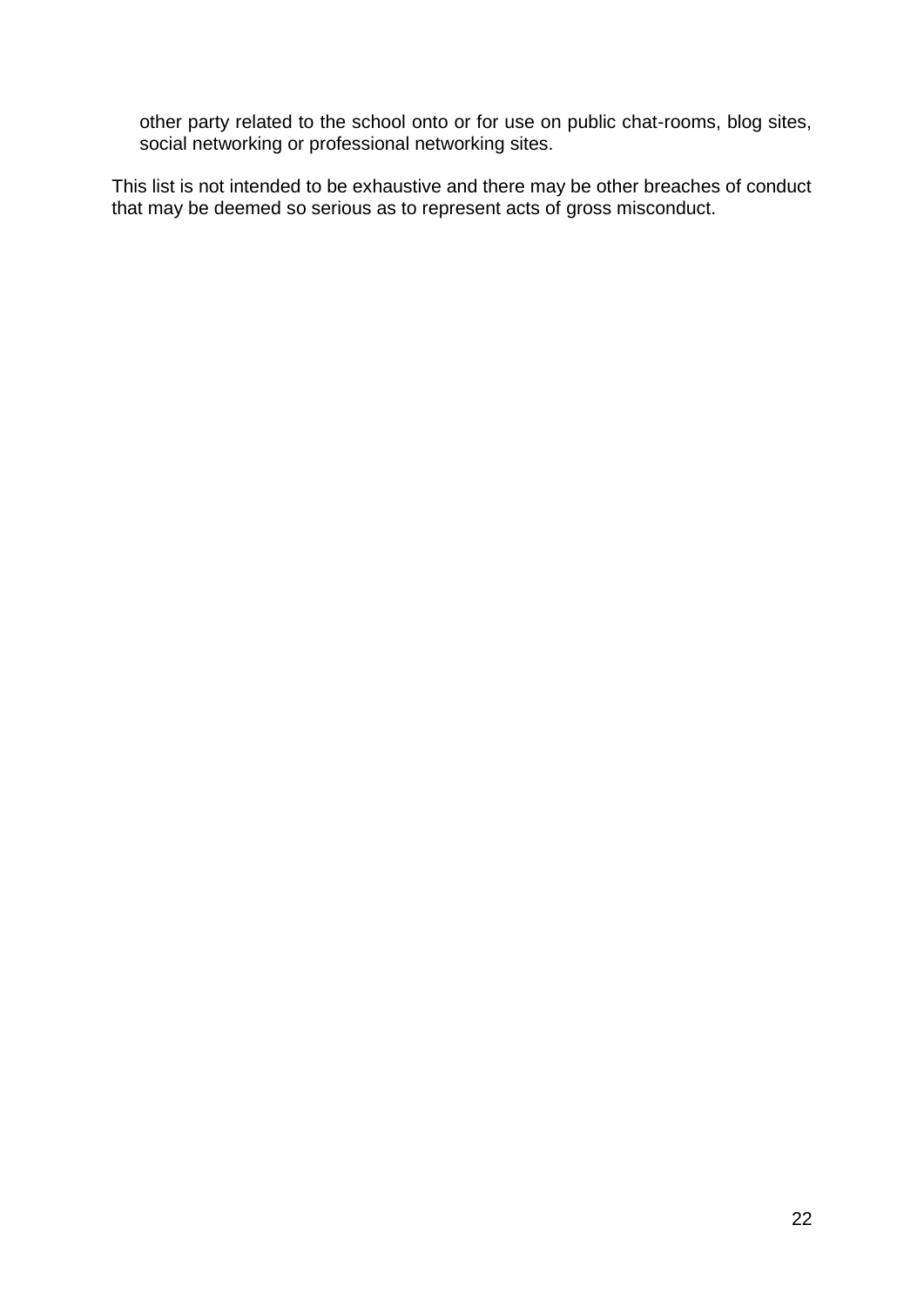other party related to the school onto or for use on public chat-rooms, blog sites, social networking or professional networking sites.

This list is not intended to be exhaustive and there may be other breaches of conduct that may be deemed so serious as to represent acts of gross misconduct.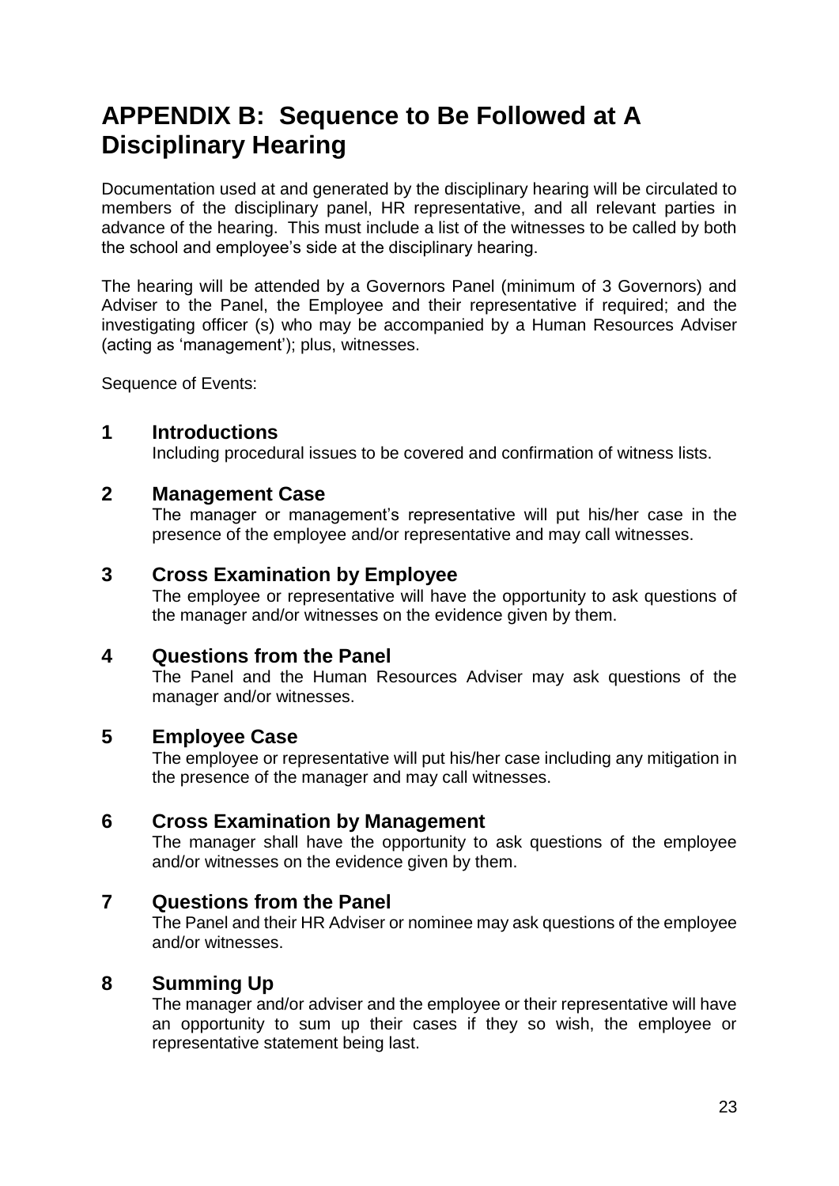# APPENDIX B: Sequence to Be Followed at A Disciplinary Hearing

Documentation used at and generated by the disciplinary hearing will be circulated to members of the disciplinary panel, HR representative, and all relevant parties in advance of the hearing. This must include a list of the witnesses to be called by both the school and employee's side at the disciplinary hearing.

The hearing will be attended by a Governors Panel (minimum of 3 Governors) and Adviser to the Panel, the Employee and their representative if required; and the investigating officer (s) who may be accompanied by a Human Resources Adviser (acting as 'management'); plus, witnesses.

Sequence of Events:

## 1 Introductions

Including procedural issues to be covered and confirmation of witness lists.

## 2 Management Case

The manager or management's representative will put his/her case in the presence of the employee and/or representative and may call witnesses.

## 3 Cross Examination by Employee

The employee or representative will have the opportunity to ask questions of the manager and/or witnesses on the evidence given by them.

## 4 Questions from the Panel

The Panel and the Human Resources Adviser may ask questions of the manager and/or witnesses.

## 5 Employee Case

The employee or representative will put his/her case including any mitigation in the presence of the manager and may call witnesses.

## 6 Cross Examination by Management

The manager shall have the opportunity to ask questions of the employee and/or witnesses on the evidence given by them.

## 7 Questions from the Panel

The Panel and their HR Adviser or nominee may ask questions of the employee and/or witnesses.

## 8 Summing Up

The manager and/or adviser and the employee or their representative will have an opportunity to sum up their cases if they so wish, the employee or representative statement being last.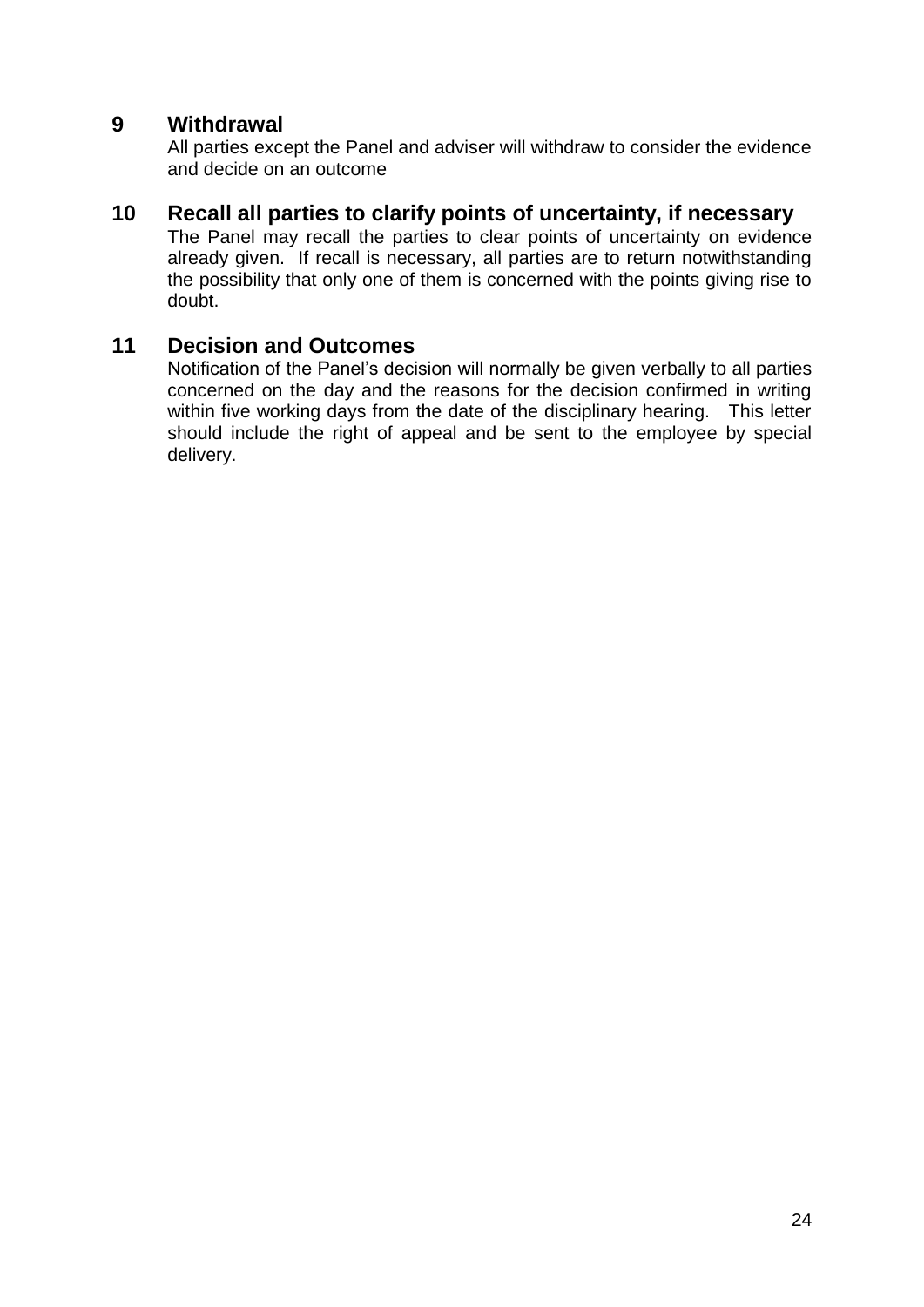## 9 Withdrawal

All parties except the Panel and adviser will withdraw to consider the evidence and decide on an outcome

## 10 Recall all parties to clarify points of uncertainty, if necessary

The Panel may recall the parties to clear points of uncertainty on evidence already given. If recall is necessary, all parties are to return notwithstanding the possibility that only one of them is concerned with the points giving rise to doubt.

## 11 Decision and Outcomes

Notification of the Panel's decision will normally be given verbally to all parties concerned on the day and the reasons for the decision confirmed in writing within five working days from the date of the disciplinary hearing. This letter should include the right of appeal and be sent to the employee by special delivery.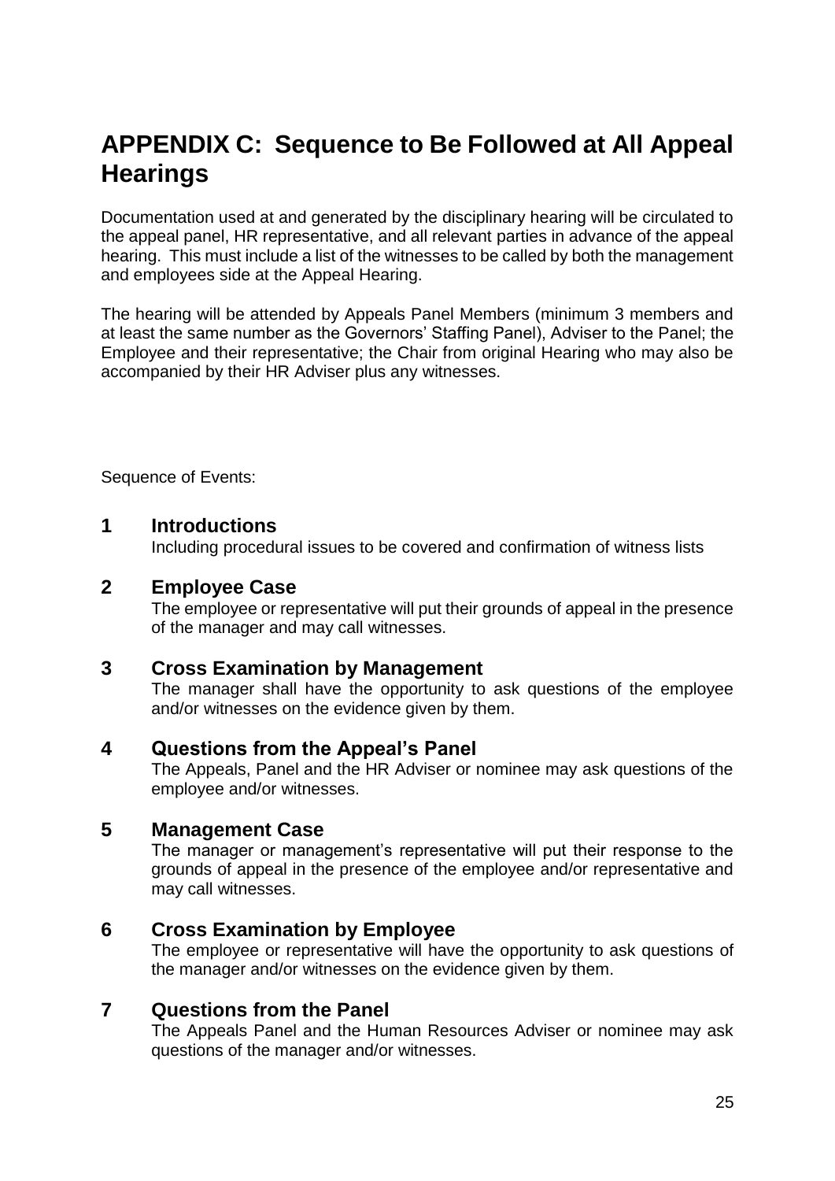# APPENDIX C: Sequence to Be Followed at All Appeal Hearings

Documentation used at and generated by the disciplinary hearing will be circulated to the appeal panel, HR representative, and all relevant parties in advance of the appeal hearing. This must include a list of the witnesses to be called by both the management and employees side at the Appeal Hearing.

The hearing will be attended by Appeals Panel Members (minimum 3 members and at least the same number as the Governors' Staffing Panel), Adviser to the Panel; the Employee and their representative; the Chair from original Hearing who may also be accompanied by their HR Adviser plus any witnesses.

Sequence of Events:

## 1 Introductions

Including procedural issues to be covered and confirmation of witness lists

## 2 Employee Case

The employee or representative will put their grounds of appeal in the presence of the manager and may call witnesses.

## 3 Cross Examination by Management

The manager shall have the opportunity to ask questions of the employee and/or witnesses on the evidence given by them.

## 4 Questions from the Appeal's Panel

The Appeals, Panel and the HR Adviser or nominee may ask questions of the employee and/or witnesses.

## 5 Management Case

The manager or management's representative will put their response to the grounds of appeal in the presence of the employee and/or representative and may call witnesses.

## 6 Cross Examination by Employee

The employee or representative will have the opportunity to ask questions of the manager and/or witnesses on the evidence given by them.

## 7 Questions from the Panel

The Appeals Panel and the Human Resources Adviser or nominee may ask questions of the manager and/or witnesses.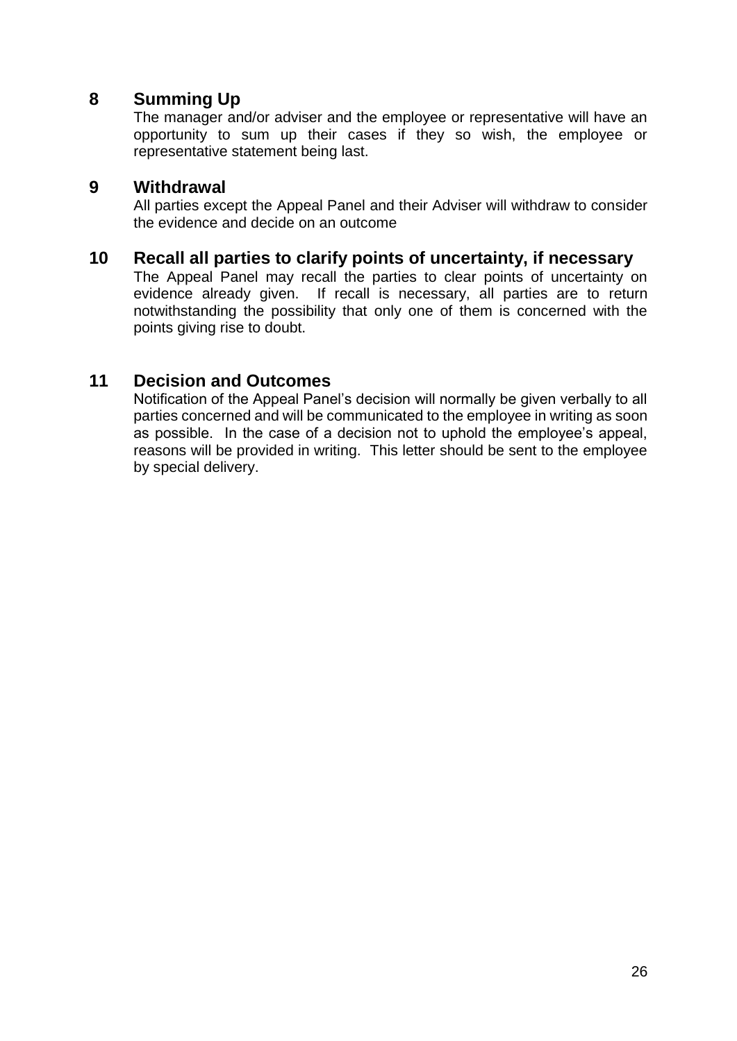## 8 Summing Up

The manager and/or adviser and the employee or representative will have an opportunity to sum up their cases if they so wish, the employee or representative statement being last.

## 9 Withdrawal

All parties except the Appeal Panel and their Adviser will withdraw to consider the evidence and decide on an outcome

## 10 Recall all parties to clarify points of uncertainty, if necessary

The Appeal Panel may recall the parties to clear points of uncertainty on evidence already given. If recall is necessary, all parties are to return notwithstanding the possibility that only one of them is concerned with the points giving rise to doubt.

## 11 Decision and Outcomes

Notification of the Appeal Panel's decision will normally be given verbally to all parties concerned and will be communicated to the employee in writing as soon as possible. In the case of a decision not to uphold the employee's appeal, reasons will be provided in writing. This letter should be sent to the employee by special delivery.